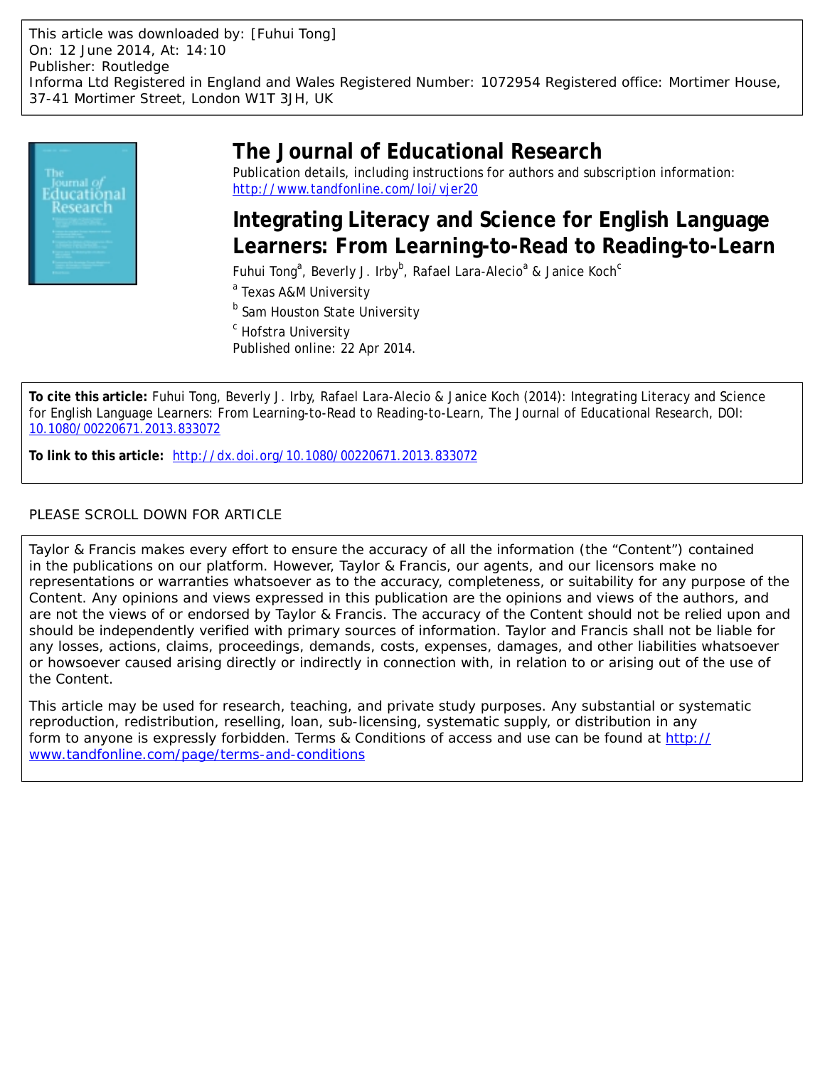This article was downloaded by: [Fuhui Tong]
On: 12 June 2014, At: 14:10
Publisher: Routledge
Informa Ltd Registered in England and Wales Registered Number: 1072954 Registered office: Mortimer House, 37-41 Mortimer Street, London W1T 3JH, UK

# The Journal of Educational Research

Publication details, including instructions for authors and subscription information:
http://www.tandfonline.com/loi/vjer20

## Integrating Literacy and Science for English Language Learners: From Learning-to-Read to Reading-to-Learn

Fuhui Tong[a], Beverly J. Irby[b], Rafael Lara-Alecio[a] & Janice Koch[c]

[a] Texas A&M University

[b] Sam Houston State University

[c] Hofstra University

Published online: 22 Apr 2014.

**To cite this article:** Fuhui Tong, Beverly J. Irby, Rafael Lara-Alecio & Janice Koch (2014): Integrating Literacy and Science for English Language Learners: From Learning-to-Read to Reading-to-Learn, The Journal of Educational Research, DOI: 10.1080/00220671.2013.833072

**To link to this article:** http://dx.doi.org/10.1080/00220671.2013.833072

PLEASE SCROLL DOWN FOR ARTICLE

Taylor & Francis makes every effort to ensure the accuracy of all the information (the "Content") contained in the publications on our platform. However, Taylor & Francis, our agents, and our licensors make no representations or warranties whatsoever as to the accuracy, completeness, or suitability for any purpose of the Content. Any opinions and views expressed in this publication are the opinions and views of the authors, and are not the views of or endorsed by Taylor & Francis. The accuracy of the Content should not be relied upon and should be independently verified with primary sources of information. Taylor and Francis shall not be liable for any losses, actions, claims, proceedings, demands, costs, expenses, damages, and other liabilities whatsoever or howsoever caused arising directly or indirectly in connection with, in relation to or arising out of the use of the Content.

This article may be used for research, teaching, and private study purposes. Any substantial or systematic reproduction, redistribution, reselling, loan, sub-licensing, systematic supply, or distribution in any form to anyone is expressly forbidden. Terms & Conditions of access and use can be found at http://www.tandfonline.com/page/terms-and-conditions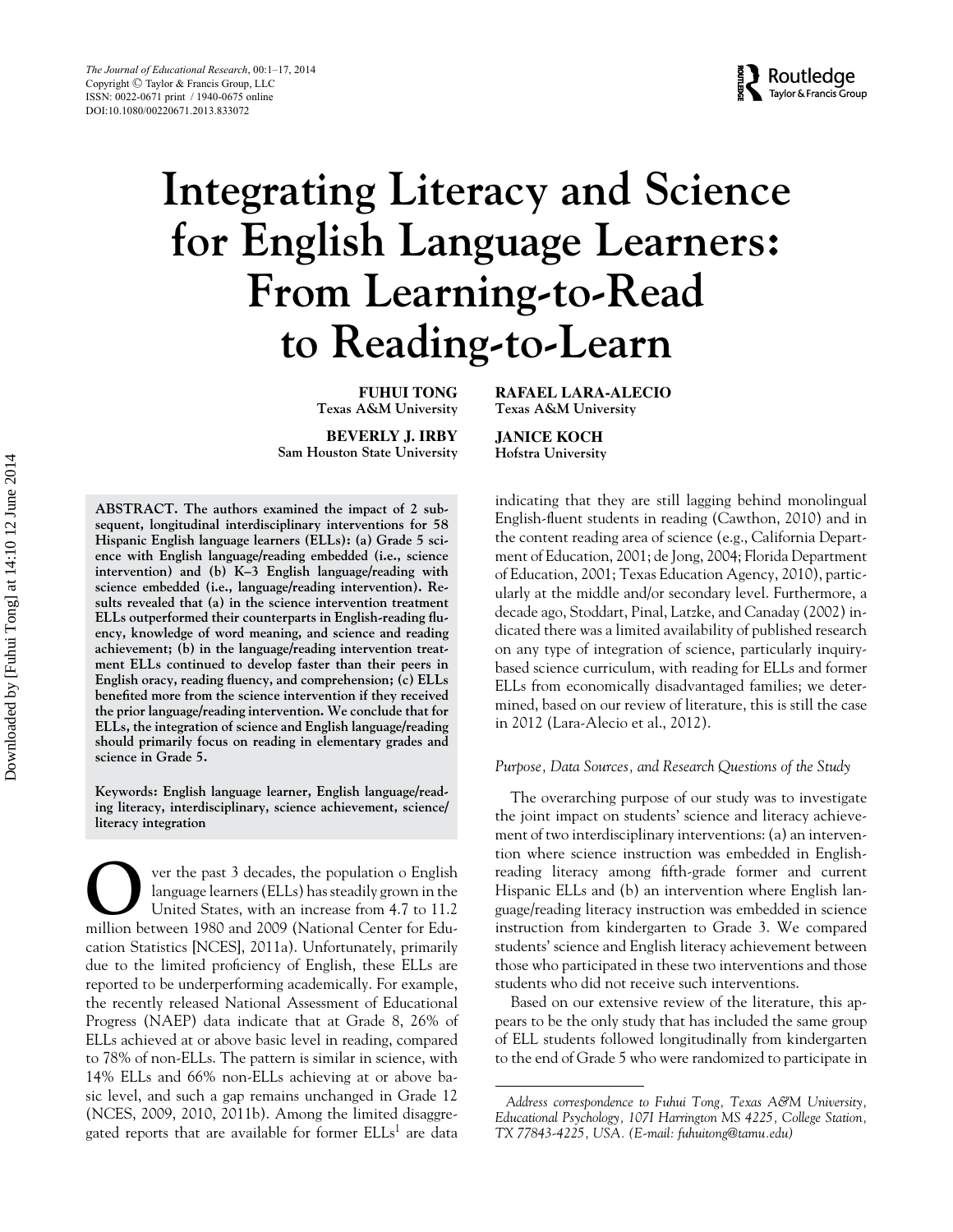# Integrating Literacy and Science for English Language Learners: From Learning-to-Read to Reading-to-Learn

**FUHUI TONG**
Texas A&M University

**RAFAEL LARA-ALECIO**
Texas A&M University

**BEVERLY J. IRBY**
Sam Houston State University

**JANICE KOCH**
Hofstra University

**ABSTRACT. The authors examined the impact of 2 subsequent, longitudinal interdisciplinary interventions for 58 Hispanic English language learners (ELLs): (a) Grade 5 science with English language/reading embedded (i.e., science intervention) and (b) K–3 English language/reading with science embedded (i.e., language/reading intervention). Results revealed that (a) in the science intervention treatment ELLs outperformed their counterparts in English-reading fluency, knowledge of word meaning, and science and reading achievement; (b) in the language/reading intervention treatment ELLs continued to develop faster than their peers in English oracy, reading fluency, and comprehension; (c) ELLs benefited more from the science intervention if they received the prior language/reading intervention. We conclude that for ELLs, the integration of science and English language/reading should primarily focus on reading in elementary grades and science in Grade 5.**

**Keywords: English language learner, English language/reading literacy, interdisciplinary, science achievement, science/literacy integration**

Over the past 3 decades, the population o English language learners (ELLs) has steadily grown in the United States, with an increase from 4.7 to 11.2 million between 1980 and 2009 (National Center for Education Statistics [NCES], 2011a). Unfortunately, primarily due to the limited proficiency of English, these ELLs are reported to be underperforming academically. For example, the recently released National Assessment of Educational Progress (NAEP) data indicate that at Grade 8, 26% of ELLs achieved at or above basic level in reading, compared to 78% of non-ELLs. The pattern is similar in science, with 14% ELLs and 66% non-ELLs achieving at or above basic level, and such a gap remains unchanged in Grade 12 (NCES, 2009, 2010, 2011b). Among the limited disaggregated reports that are available for former ELLs[1] are data indicating that they are still lagging behind monolingual English-fluent students in reading (Cawthon, 2010) and in the content reading area of science (e.g., California Department of Education, 2001; de Jong, 2004; Florida Department of Education, 2001; Texas Education Agency, 2010), particularly at the middle and/or secondary level. Furthermore, a decade ago, Stoddart, Pinal, Latzke, and Canaday (2002) indicated there was a limited availability of published research on any type of integration of science, particularly inquiry-based science curriculum, with reading for ELLs and former ELLs from economically disadvantaged families; we determined, based on our review of literature, this is still the case in 2012 (Lara-Alecio et al., 2012).

### *Purpose, Data Sources, and Research Questions of the Study*

The overarching purpose of our study was to investigate the joint impact on students' science and literacy achievement of two interdisciplinary interventions: (a) an intervention where science instruction was embedded in English-reading literacy among fifth-grade former and current Hispanic ELLs and (b) an intervention where English language/reading literacy instruction was embedded in science instruction from kindergarten to Grade 3. We compared students' science and English literacy achievement between those who participated in these two interventions and those students who did not receive such interventions.

Based on our extensive review of the literature, this appears to be the only study that has included the same group of ELL students followed longitudinally from kindergarten to the end of Grade 5 who were randomized to participate in

*Address correspondence to Fuhui Tong, Texas A&M University, Educational Psychology, 1071 Harrington MS 4225, College Station, TX 77843-4225, USA. (E-mail: fuhuitong@tamu.edu)*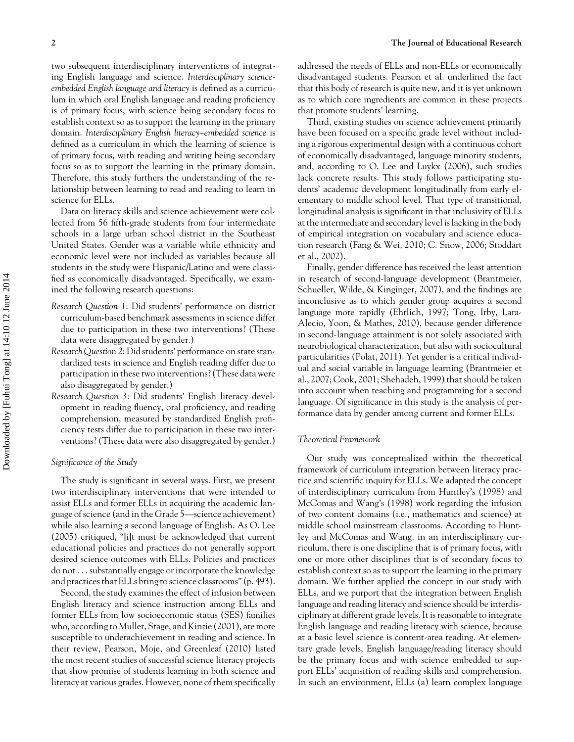two subsequent interdisciplinary interventions of integrating English language and science. *Interdisciplinary science-embedded English language and literacy* is defined as a curriculum in which oral English language and reading proficiency is of primary focus, with science being secondary focus to establish context so as to support the learning in the primary domain. *Interdisciplinary English literacy–embedded science* is defined as a curriculum in which the learning of science is of primary focus, with reading and writing being secondary focus so as to support the learning in the primary domain. Therefore, this study furthers the understanding of the relationship between learning to read and reading to learn in science for ELLs.

Data on literacy skills and science achievement were collected from 56 fifth-grade students from four intermediate schools in a large urban school district in the Southeast United States. Gender was a variable while ethnicity and economic level were not included as variables because all students in the study were Hispanic/Latino and were classified as economically disadvantaged. Specifically, we examined the following research questions:

*Research Question 1*: Did students' performance on district curriculum-based benchmark assessments in science differ due to participation in these two interventions? (These data were disaggregated by gender.)

*Research Question 2*: Did students' performance on state standardized tests in science and English reading differ due to participation in these two interventions? (These data were also disaggregated by gender.)

*Research Question 3*: Did students' English literacy development in reading fluency, oral proficiency, and reading comprehension, measured by standardized English proficiency tests differ due to participation in these two interventions? (These data were also disaggregated by gender.)

### *Significance of the Study*

The study is significant in several ways. First, we present two interdisciplinary interventions that were intended to assist ELLs and former ELLs in acquiring the academic language of science (and in the Grade 5—science achievement) while also learning a second language of English. As O. Lee (2005) critiqued, "[i]t must be acknowledged that current educational policies and practices do not generally support desired science outcomes with ELLs. Policies and practices do not . . . substantially engage or incorporate the knowledge and practices that ELLs bring to science classrooms" (p. 493).

Second, the study examines the effect of infusion between English literacy and science instruction among ELLs and former ELLs from low socioeconomic status (SES) families who, according to Muller, Stage, and Kinzie (2001), are more susceptible to underachievement in reading and science. In their review, Pearson, Moje, and Greenleaf (2010) listed the most recent studies of successful science literacy projects that show promise of students learning in both science and literacy at various grades. However, none of them specifically addressed the needs of ELLs and non-ELLs or economically disadvantaged students. Pearson et al. underlined the fact that this body of research is quite new, and it is yet unknown as to which core ingredients are common in these projects that promote students' learning.

Third, existing studies on science achievement primarily have been focused on a specific grade level without including a rigorous experimental design with a continuous cohort of economically disadvantaged, language minority students, and, according to O. Lee and Luykx (2006), such studies lack concrete results. This study follows participating students' academic development longitudinally from early elementary to middle school level. That type of transitional, longitudinal analysis is significant in that inclusivity of ELLs at the intermediate and secondary level is lacking in the body of empirical integration on vocabulary and science education research (Fang & Wei, 2010; C. Snow, 2006; Stoddart et al., 2002).

Finally, gender difference has received the least attention in research of second-language development (Brantmeier, Schueller, Wilde, & Kinginger, 2007), and the findings are inconclusive as to which gender group acquires a second language more rapidly (Ehrlich, 1997; Tong, Irby, Lara-Alecio, Yoon, & Mathes, 2010), because gender difference in second-language attainment is not solely associated with neurobiological characterization, but also with sociocultural particularities (Polat, 2011). Yet gender is a critical individual and social variable in language learning (Brantmeier et al., 2007; Cook, 2001; Shehadeh, 1999) that should be taken into account when teaching and programming for a second language. Of significance in this study is the analysis of performance data by gender among current and former ELLs.

### *Theoretical Framework*

Our study was conceptualized within the theoretical framework of curriculum integration between literacy practice and scientific inquiry for ELLs. We adapted the concept of interdisciplinary curriculum from Huntley's (1998) and McComas and Wang's (1998) work regarding the infusion of two content domains (i.e., mathematics and science) at middle school mainstream classrooms. According to Huntley and McComas and Wang, in an interdisciplinary curriculum, there is one discipline that is of primary focus, with one or more other disciplines that is of secondary focus to establish context so as to support the learning in the primary domain. We further applied the concept in our study with ELLs, and we purport that the integration between English language and reading literacy and science should be interdisciplinary at different grade levels. It is reasonable to integrate English language and reading literacy with science, because at a basic level science is content-area reading. At elementary grade levels, English language/reading literacy should be the primary focus and with science embedded to support ELLs' acquisition of reading skills and comprehension. In such an environment, ELLs (a) learn complex language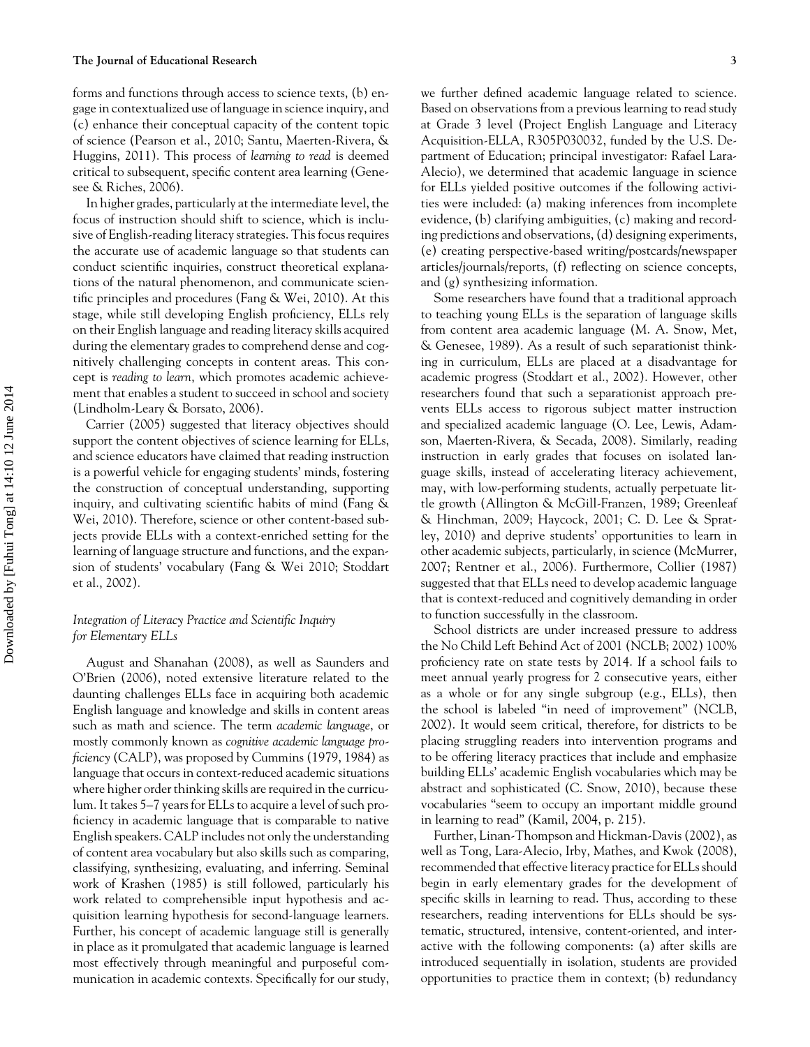forms and functions through access to science texts, (b) engage in contextualized use of language in science inquiry, and (c) enhance their conceptual capacity of the content topic of science (Pearson et al., 2010; Santu, Maerten-Rivera, & Huggins, 2011). This process of *learning to read* is deemed critical to subsequent, specific content area learning (Genesee & Riches, 2006).

In higher grades, particularly at the intermediate level, the focus of instruction should shift to science, which is inclusive of English-reading literacy strategies. This focus requires the accurate use of academic language so that students can conduct scientific inquiries, construct theoretical explanations of the natural phenomenon, and communicate scientific principles and procedures (Fang & Wei, 2010). At this stage, while still developing English proficiency, ELLs rely on their English language and reading literacy skills acquired during the elementary grades to comprehend dense and cognitively challenging concepts in content areas. This concept is *reading to learn*, which promotes academic achievement that enables a student to succeed in school and society (Lindholm-Leary & Borsato, 2006).

Carrier (2005) suggested that literacy objectives should support the content objectives of science learning for ELLs, and science educators have claimed that reading instruction is a powerful vehicle for engaging students' minds, fostering the construction of conceptual understanding, supporting inquiry, and cultivating scientific habits of mind (Fang & Wei, 2010). Therefore, science or other content-based subjects provide ELLs with a context-enriched setting for the learning of language structure and functions, and the expansion of students' vocabulary (Fang & Wei 2010; Stoddart et al., 2002).

### *Integration of Literacy Practice and Scientific Inquiry for Elementary ELLs*

August and Shanahan (2008), as well as Saunders and O'Brien (2006), noted extensive literature related to the daunting challenges ELLs face in acquiring both academic English language and knowledge and skills in content areas such as math and science. The term *academic language*, or mostly commonly known as *cognitive academic language proficiency* (CALP), was proposed by Cummins (1979, 1984) as language that occurs in context-reduced academic situations where higher order thinking skills are required in the curriculum. It takes 5–7 years for ELLs to acquire a level of such proficiency in academic language that is comparable to native English speakers. CALP includes not only the understanding of content area vocabulary but also skills such as comparing, classifying, synthesizing, evaluating, and inferring. Seminal work of Krashen (1985) is still followed, particularly his work related to comprehensible input hypothesis and acquisition learning hypothesis for second-language learners. Further, his concept of academic language still is generally in place as it promulgated that academic language is learned most effectively through meaningful and purposeful communication in academic contexts. Specifically for our study, we further defined academic language related to science. Based on observations from a previous learning to read study at Grade 3 level (Project English Language and Literacy Acquisition-ELLA, R305P030032, funded by the U.S. Department of Education; principal investigator: Rafael Lara-Alecio), we determined that academic language in science for ELLs yielded positive outcomes if the following activities were included: (a) making inferences from incomplete evidence, (b) clarifying ambiguities, (c) making and recording predictions and observations, (d) designing experiments, (e) creating perspective-based writing/postcards/newspaper articles/journals/reports, (f) reflecting on science concepts, and (g) synthesizing information.

Some researchers have found that a traditional approach to teaching young ELLs is the separation of language skills from content area academic language (M. A. Snow, Met, & Genesee, 1989). As a result of such separationist thinking in curriculum, ELLs are placed at a disadvantage for academic progress (Stoddart et al., 2002). However, other researchers found that such a separationist approach prevents ELLs access to rigorous subject matter instruction and specialized academic language (O. Lee, Lewis, Adamson, Maerten-Rivera, & Secada, 2008). Similarly, reading instruction in early grades that focuses on isolated language skills, instead of accelerating literacy achievement, may, with low-performing students, actually perpetuate little growth (Allington & McGill-Franzen, 1989; Greenleaf & Hinchman, 2009; Haycock, 2001; C. D. Lee & Spratley, 2010) and deprive students' opportunities to learn in other academic subjects, particularly, in science (McMurrer, 2007; Rentner et al., 2006). Furthermore, Collier (1987) suggested that that ELLs need to develop academic language that is context-reduced and cognitively demanding in order to function successfully in the classroom.

School districts are under increased pressure to address the No Child Left Behind Act of 2001 (NCLB; 2002) 100% proficiency rate on state tests by 2014. If a school fails to meet annual yearly progress for 2 consecutive years, either as a whole or for any single subgroup (e.g., ELLs), then the school is labeled "in need of improvement" (NCLB, 2002). It would seem critical, therefore, for districts to be placing struggling readers into intervention programs and to be offering literacy practices that include and emphasize building ELLs' academic English vocabularies which may be abstract and sophisticated (C. Snow, 2010), because these vocabularies "seem to occupy an important middle ground in learning to read" (Kamil, 2004, p. 215).

Further, Linan-Thompson and Hickman-Davis (2002), as well as Tong, Lara-Alecio, Irby, Mathes, and Kwok (2008), recommended that effective literacy practice for ELLs should begin in early elementary grades for the development of specific skills in learning to read. Thus, according to these researchers, reading interventions for ELLs should be systematic, structured, intensive, content-oriented, and interactive with the following components: (a) after skills are introduced sequentially in isolation, students are provided opportunities to practice them in context; (b) redundancy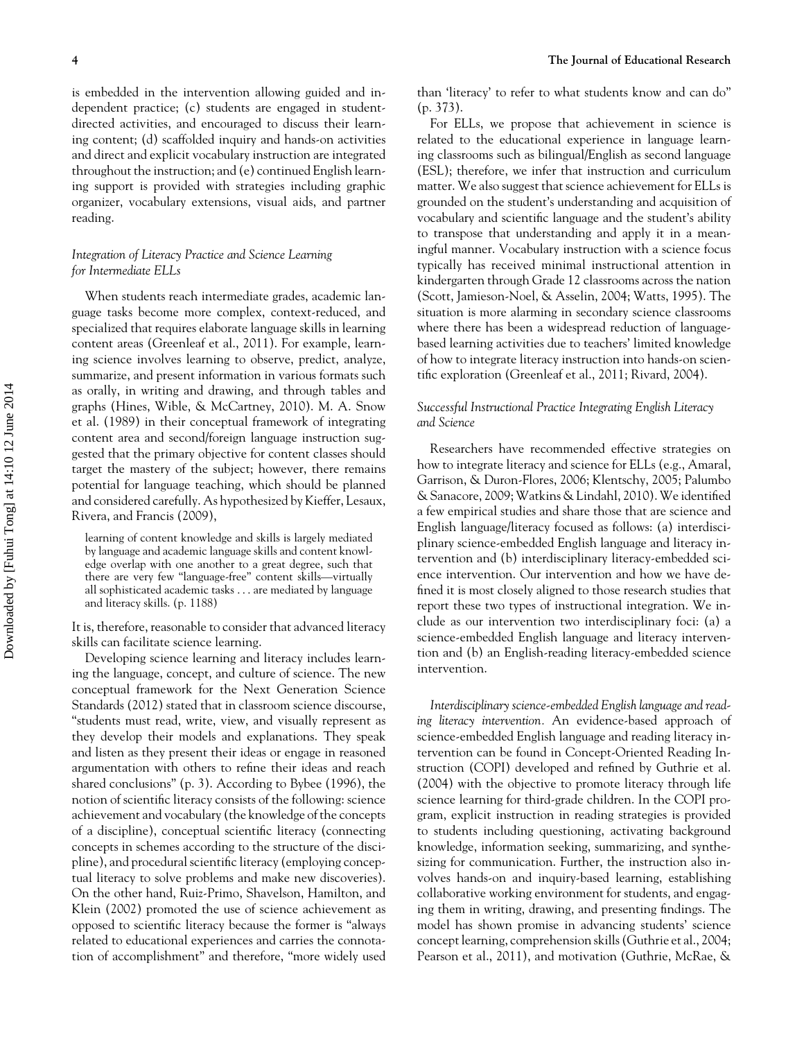is embedded in the intervention allowing guided and independent practice; (c) students are engaged in student-directed activities, and encouraged to discuss their learning content; (d) scaffolded inquiry and hands-on activities and direct and explicit vocabulary instruction are integrated throughout the instruction; and (e) continued English learning support is provided with strategies including graphic organizer, vocabulary extensions, visual aids, and partner reading.

### *Integration of Literacy Practice and Science Learning for Intermediate ELLs*

When students reach intermediate grades, academic language tasks become more complex, context-reduced, and specialized that requires elaborate language skills in learning content areas (Greenleaf et al., 2011). For example, learning science involves learning to observe, predict, analyze, summarize, and present information in various formats such as orally, in writing and drawing, and through tables and graphs (Hines, Wible, & McCartney, 2010). M. A. Snow et al. (1989) in their conceptual framework of integrating content area and second/foreign language instruction suggested that the primary objective for content classes should target the mastery of the subject; however, there remains potential for language teaching, which should be planned and considered carefully. As hypothesized by Kieffer, Lesaux, Rivera, and Francis (2009),

> learning of content knowledge and skills is largely mediated by language and academic language skills and content knowledge overlap with one another to a great degree, such that there are very few "language-free" content skills—virtually all sophisticated academic tasks . . . are mediated by language and literacy skills. (p. 1188)

It is, therefore, reasonable to consider that advanced literacy skills can facilitate science learning.

Developing science learning and literacy includes learning the language, concept, and culture of science. The new conceptual framework for the Next Generation Science Standards (2012) stated that in classroom science discourse, "students must read, write, view, and visually represent as they develop their models and explanations. They speak and listen as they present their ideas or engage in reasoned argumentation with others to refine their ideas and reach shared conclusions" (p. 3). According to Bybee (1996), the notion of scientific literacy consists of the following: science achievement and vocabulary (the knowledge of the concepts of a discipline), conceptual scientific literacy (connecting concepts in schemes according to the structure of the discipline), and procedural scientific literacy (employing conceptual literacy to solve problems and make new discoveries). On the other hand, Ruiz-Primo, Shavelson, Hamilton, and Klein (2002) promoted the use of science achievement as opposed to scientific literacy because the former is "always related to educational experiences and carries the connotation of accomplishment" and therefore, "more widely used than 'literacy' to refer to what students know and can do" (p. 373).

For ELLs, we propose that achievement in science is related to the educational experience in language learning classrooms such as bilingual/English as second language (ESL); therefore, we infer that instruction and curriculum matter. We also suggest that science achievement for ELLs is grounded on the student's understanding and acquisition of vocabulary and scientific language and the student's ability to transpose that understanding and apply it in a meaningful manner. Vocabulary instruction with a science focus typically has received minimal instructional attention in kindergarten through Grade 12 classrooms across the nation (Scott, Jamieson-Noel, & Asselin, 2004; Watts, 1995). The situation is more alarming in secondary science classrooms where there has been a widespread reduction of language-based learning activities due to teachers' limited knowledge of how to integrate literacy instruction into hands-on scientific exploration (Greenleaf et al., 2011; Rivard, 2004).

### *Successful Instructional Practice Integrating English Literacy and Science*

Researchers have recommended effective strategies on how to integrate literacy and science for ELLs (e.g., Amaral, Garrison, & Duron-Flores, 2006; Klentschy, 2005; Palumbo & Sanacore, 2009; Watkins & Lindahl, 2010). We identified a few empirical studies and share those that are science and English language/literacy focused as follows: (a) interdisciplinary science-embedded English language and literacy intervention and (b) interdisciplinary literacy-embedded science intervention. Our intervention and how we have defined it is most closely aligned to those research studies that report these two types of instructional integration. We include as our intervention two interdisciplinary foci: (a) a science-embedded English language and literacy intervention and (b) an English-reading literacy-embedded science intervention.

*Interdisciplinary science-embedded English language and reading literacy intervention.* An evidence-based approach of science-embedded English language and reading literacy intervention can be found in Concept-Oriented Reading Instruction (COPI) developed and refined by Guthrie et al. (2004) with the objective to promote literacy through life science learning for third-grade children. In the COPI program, explicit instruction in reading strategies is provided to students including questioning, activating background knowledge, information seeking, summarizing, and synthesizing for communication. Further, the instruction also involves hands-on and inquiry-based learning, establishing collaborative working environment for students, and engaging them in writing, drawing, and presenting findings. The model has shown promise in advancing students' science concept learning, comprehension skills (Guthrie et al., 2004; Pearson et al., 2011), and motivation (Guthrie, McRae, &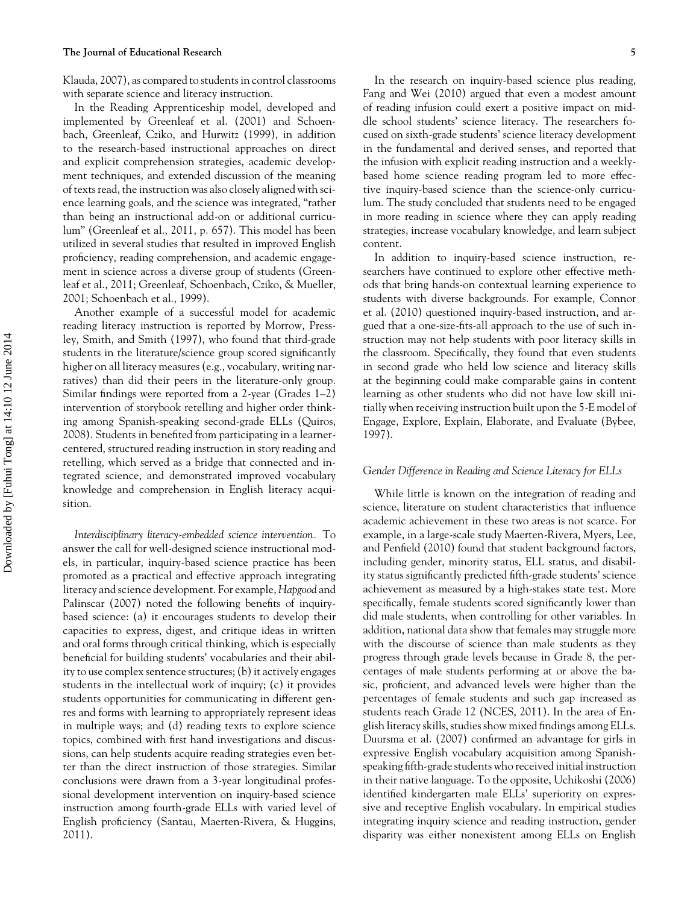Klauda, 2007), as compared to students in control classrooms with separate science and literacy instruction.

In the Reading Apprenticeship model, developed and implemented by Greenleaf et al. (2001) and Schoenbach, Greenleaf, Cziko, and Hurwitz (1999), in addition to the research-based instructional approaches on direct and explicit comprehension strategies, academic development techniques, and extended discussion of the meaning of texts read, the instruction was also closely aligned with science learning goals, and the science was integrated, "rather than being an instructional add-on or additional curriculum" (Greenleaf et al., 2011, p. 657). This model has been utilized in several studies that resulted in improved English proficiency, reading comprehension, and academic engagement in science across a diverse group of students (Greenleaf et al., 2011; Greenleaf, Schoenbach, Cziko, & Mueller, 2001; Schoenbach et al., 1999).

Another example of a successful model for academic reading literacy instruction is reported by Morrow, Pressley, Smith, and Smith (1997), who found that third-grade students in the literature/science group scored significantly higher on all literacy measures (e.g., vocabulary, writing narratives) than did their peers in the literature-only group. Similar findings were reported from a 2-year (Grades 1–2) intervention of storybook retelling and higher order thinking among Spanish-speaking second-grade ELLs (Quiros, 2008). Students in benefited from participating in a learner-centered, structured reading instruction in story reading and retelling, which served as a bridge that connected and integrated science, and demonstrated improved vocabulary knowledge and comprehension in English literacy acquisition.

*Interdisciplinary literacy-embedded science intervention.* To answer the call for well-designed science instructional models, in particular, inquiry-based science practice has been promoted as a practical and effective approach integrating literacy and science development. For example, *Hapgood* and Palinscar (2007) noted the following benefits of inquiry-based science: (a) it encourages students to develop their capacities to express, digest, and critique ideas in written and oral forms through critical thinking, which is especially beneficial for building students' vocabularies and their ability to use complex sentence structures; (b) it actively engages students in the intellectual work of inquiry; (c) it provides students opportunities for communicating in different genres and forms with learning to appropriately represent ideas in multiple ways; and (d) reading texts to explore science topics, combined with first hand investigations and discussions, can help students acquire reading strategies even better than the direct instruction of those strategies. Similar conclusions were drawn from a 3-year longitudinal professional development intervention on inquiry-based science instruction among fourth-grade ELLs with varied level of English proficiency (Santau, Maerten-Rivera, & Huggins, 2011).

In the research on inquiry-based science plus reading, Fang and Wei (2010) argued that even a modest amount of reading infusion could exert a positive impact on middle school students' science literacy. The researchers focused on sixth-grade students' science literacy development in the fundamental and derived senses, and reported that the infusion with explicit reading instruction and a weekly-based home science reading program led to more effective inquiry-based science than the science-only curriculum. The study concluded that students need to be engaged in more reading in science where they can apply reading strategies, increase vocabulary knowledge, and learn subject content.

In addition to inquiry-based science instruction, researchers have continued to explore other effective methods that bring hands-on contextual learning experience to students with diverse backgrounds. For example, Connor et al. (2010) questioned inquiry-based instruction, and argued that a one-size-fits-all approach to the use of such instruction may not help students with poor literacy skills in the classroom. Specifically, they found that even students in second grade who held low science and literacy skills at the beginning could make comparable gains in content learning as other students who did not have low skill initially when receiving instruction built upon the 5-E model of Engage, Explore, Explain, Elaborate, and Evaluate (Bybee, 1997).

### *Gender Difference in Reading and Science Literacy for ELLs*

While little is known on the integration of reading and science, literature on student characteristics that influence academic achievement in these two areas is not scarce. For example, in a large-scale study Maerten-Rivera, Myers, Lee, and Penfield (2010) found that student background factors, including gender, minority status, ELL status, and disability status significantly predicted fifth-grade students' science achievement as measured by a high-stakes state test. More specifically, female students scored significantly lower than did male students, when controlling for other variables. In addition, national data show that females may struggle more with the discourse of science than male students as they progress through grade levels because in Grade 8, the percentages of male students performing at or above the basic, proficient, and advanced levels were higher than the percentages of female students and such gap increased as students reach Grade 12 (NCES, 2011). In the area of English literacy skills, studies show mixed findings among ELLs. Duursma et al. (2007) confirmed an advantage for girls in expressive English vocabulary acquisition among Spanish-speaking fifth-grade students who received initial instruction in their native language. To the opposite, Uchikoshi (2006) identified kindergarten male ELLs' superiority on expressive and receptive English vocabulary. In empirical studies integrating inquiry science and reading instruction, gender disparity was either nonexistent among ELLs on English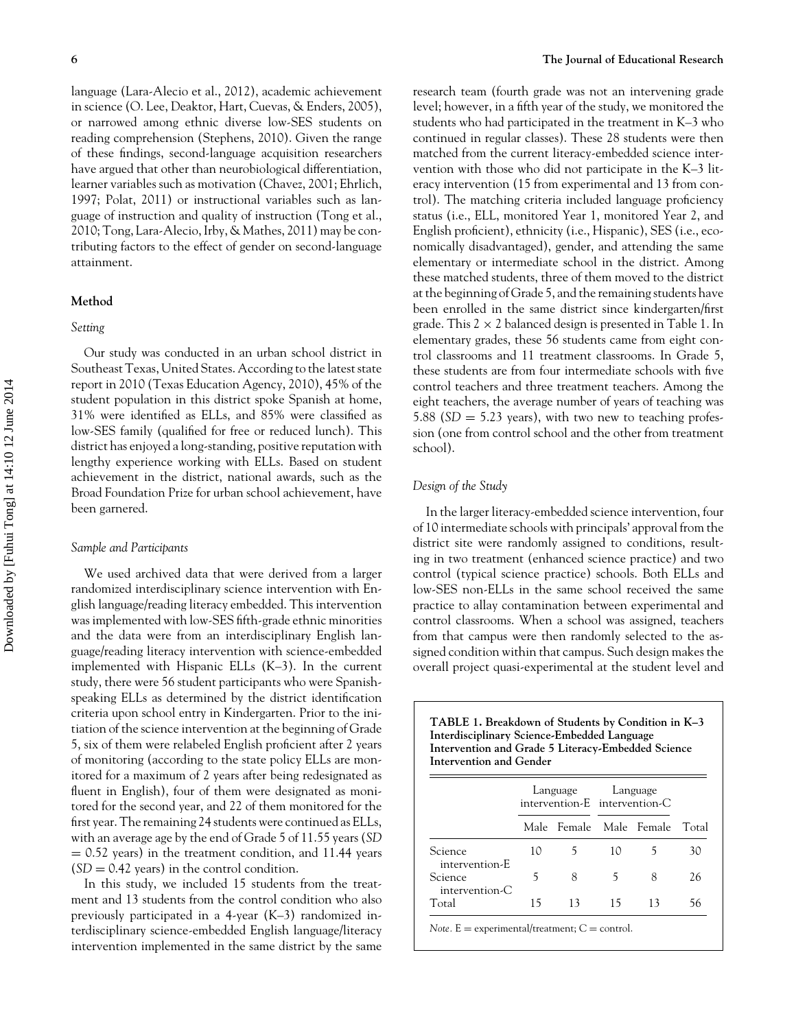language (Lara-Alecio et al., 2012), academic achievement in science (O. Lee, Deaktor, Hart, Cuevas, & Enders, 2005), or narrowed among ethnic diverse low-SES students on reading comprehension (Stephens, 2010). Given the range of these findings, second-language acquisition researchers have argued that other than neurobiological differentiation, learner variables such as motivation (Chavez, 2001; Ehrlich, 1997; Polat, 2011) or instructional variables such as language of instruction and quality of instruction (Tong et al., 2010; Tong, Lara-Alecio, Irby, & Mathes, 2011) may be contributing factors to the effect of gender on second-language attainment.

## Method

### *Setting*

Our study was conducted in an urban school district in Southeast Texas, United States. According to the latest state report in 2010 (Texas Education Agency, 2010), 45% of the student population in this district spoke Spanish at home, 31% were identified as ELLs, and 85% were classified as low-SES family (qualified for free or reduced lunch). This district has enjoyed a long-standing, positive reputation with lengthy experience working with ELLs. Based on student achievement in the district, national awards, such as the Broad Foundation Prize for urban school achievement, have been garnered.

### *Sample and Participants*

We used archived data that were derived from a larger randomized interdisciplinary science intervention with English language/reading literacy embedded. This intervention was implemented with low-SES fifth-grade ethnic minorities and the data were from an interdisciplinary English language/reading literacy intervention with science-embedded implemented with Hispanic ELLs (K–3). In the current study, there were 56 student participants who were Spanish-speaking ELLs as determined by the district identification criteria upon school entry in Kindergarten. Prior to the initiation of the science intervention at the beginning of Grade 5, six of them were relabeled English proficient after 2 years of monitoring (according to the state policy ELLs are monitored for a maximum of 2 years after being redesignated as fluent in English), four of them were designated as monitored for the second year, and 22 of them monitored for the first year. The remaining 24 students were continued as ELLs, with an average age by the end of Grade 5 of 11.55 years ($SD = 0.52$ years) in the treatment condition, and 11.44 years ($SD = 0.42$ years) in the control condition.

In this study, we included 15 students from the treatment and 13 students from the control condition who also previously participated in a 4-year (K–3) randomized interdisciplinary science-embedded English language/literacy intervention implemented in the same district by the same research team (fourth grade was not an intervening grade level; however, in a fifth year of the study, we monitored the students who had participated in the treatment in K–3 who continued in regular classes). These 28 students were then matched from the current literacy-embedded science intervention with those who did not participate in the K–3 literacy intervention (15 from experimental and 13 from control). The matching criteria included language proficiency status (i.e., ELL, monitored Year 1, monitored Year 2, and English proficient), ethnicity (i.e., Hispanic), SES (i.e., economically disadvantaged), gender, and attending the same elementary or intermediate school in the district. Among these matched students, three of them moved to the district at the beginning of Grade 5, and the remaining students have been enrolled in the same district since kindergarten/first grade. This $2 \times 2$ balanced design is presented in Table 1. In elementary grades, these 56 students came from eight control classrooms and 11 treatment classrooms. In Grade 5, these students are from four intermediate schools with five control teachers and three treatment teachers. Among the eight teachers, the average number of years of teaching was 5.88 ($SD = 5.23$ years), with two new to teaching profession (one from control school and the other from treatment school).

### *Design of the Study*

In the larger literacy-embedded science intervention, four of 10 intermediate schools with principals' approval from the district site were randomly assigned to conditions, resulting in two treatment (enhanced science practice) and two control (typical science practice) schools. Both ELLs and low-SES non-ELLs in the same school received the same practice to allay contamination between experimental and control classrooms. When a school was assigned, teachers from that campus were then randomly selected to the assigned condition within that campus. Such design makes the overall project quasi-experimental at the student level and

**TABLE 1. Breakdown of Students by Condition in K–3 Interdisciplinary Science-Embedded Language Intervention and Grade 5 Literacy-Embedded Science Intervention and Gender**

| | Language intervention-E | | Language intervention-C | | |
|---|---|---|---|---|---|
| | Male | Female | Male | Female | Total |
| Science intervention-E | 10 | 5 | 10 | 5 | 30 |
| Science intervention-C | 5 | 8 | 5 | 8 | 26 |
| Total | 15 | 13 | 15 | 13 | 56 |

*Note.* E = experimental/treatment; C = control.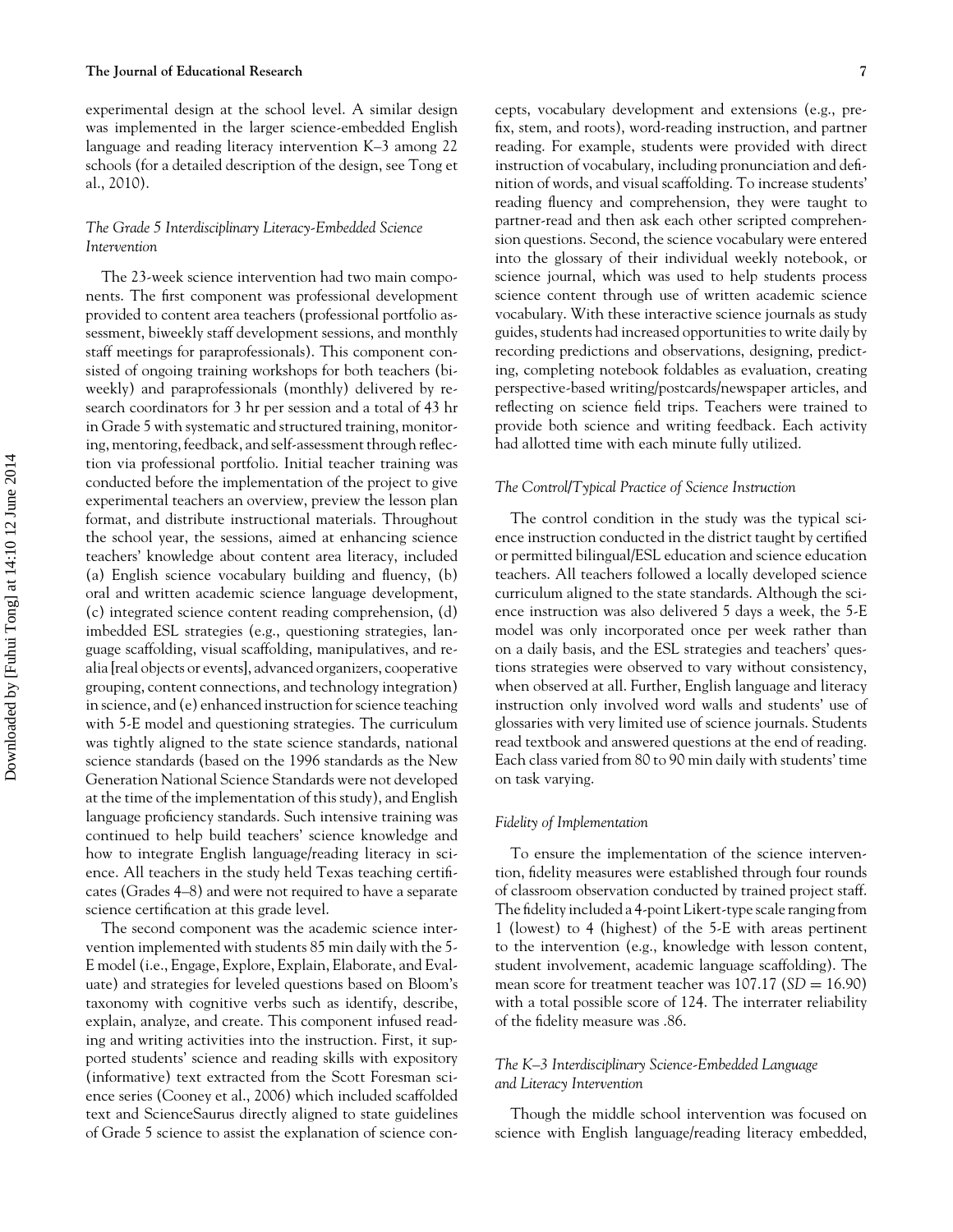experimental design at the school level. A similar design was implemented in the larger science-embedded English language and reading literacy intervention K–3 among 22 schools (for a detailed description of the design, see Tong et al., 2010).

### *The Grade 5 Interdisciplinary Literacy-Embedded Science Intervention*

The 23-week science intervention had two main components. The first component was professional development provided to content area teachers (professional portfolio assessment, biweekly staff development sessions, and monthly staff meetings for paraprofessionals). This component consisted of ongoing training workshops for both teachers (biweekly) and paraprofessionals (monthly) delivered by research coordinators for 3 hr per session and a total of 43 hr in Grade 5 with systematic and structured training, monitoring, mentoring, feedback, and self-assessment through reflection via professional portfolio. Initial teacher training was conducted before the implementation of the project to give experimental teachers an overview, preview the lesson plan format, and distribute instructional materials. Throughout the school year, the sessions, aimed at enhancing science teachers' knowledge about content area literacy, included (a) English science vocabulary building and fluency, (b) oral and written academic science language development, (c) integrated science content reading comprehension, (d) imbedded ESL strategies (e.g., questioning strategies, language scaffolding, visual scaffolding, manipulatives, and realia [real objects or events], advanced organizers, cooperative grouping, content connections, and technology integration) in science, and (e) enhanced instruction for science teaching with 5-E model and questioning strategies. The curriculum was tightly aligned to the state science standards, national science standards (based on the 1996 standards as the New Generation National Science Standards were not developed at the time of the implementation of this study), and English language proficiency standards. Such intensive training was continued to help build teachers' science knowledge and how to integrate English language/reading literacy in science. All teachers in the study held Texas teaching certificates (Grades 4–8) and were not required to have a separate science certification at this grade level.

The second component was the academic science intervention implemented with students 85 min daily with the 5-E model (i.e., Engage, Explore, Explain, Elaborate, and Evaluate) and strategies for leveled questions based on Bloom's taxonomy with cognitive verbs such as identify, describe, explain, analyze, and create. This component infused reading and writing activities into the instruction. First, it supported students' science and reading skills with expository (informative) text extracted from the Scott Foresman science series (Cooney et al., 2006) which included scaffolded text and ScienceSaurus directly aligned to state guidelines of Grade 5 science to assist the explanation of science concepts, vocabulary development and extensions (e.g., prefix, stem, and roots), word-reading instruction, and partner reading. For example, students were provided with direct instruction of vocabulary, including pronunciation and definition of words, and visual scaffolding. To increase students' reading fluency and comprehension, they were taught to partner-read and then ask each other scripted comprehension questions. Second, the science vocabulary were entered into the glossary of their individual weekly notebook, or science journal, which was used to help students process science content through use of written academic science vocabulary. With these interactive science journals as study guides, students had increased opportunities to write daily by recording predictions and observations, designing, predicting, completing notebook foldables as evaluation, creating perspective-based writing/postcards/newspaper articles, and reflecting on science field trips. Teachers were trained to provide both science and writing feedback. Each activity had allotted time with each minute fully utilized.

### *The Control/Typical Practice of Science Instruction*

The control condition in the study was the typical science instruction conducted in the district taught by certified or permitted bilingual/ESL education and science education teachers. All teachers followed a locally developed science curriculum aligned to the state standards. Although the science instruction was also delivered 5 days a week, the 5-E model was only incorporated once per week rather than on a daily basis, and the ESL strategies and teachers' questions strategies were observed to vary without consistency, when observed at all. Further, English language and literacy instruction only involved word walls and students' use of glossaries with very limited use of science journals. Students read textbook and answered questions at the end of reading. Each class varied from 80 to 90 min daily with students' time on task varying.

### *Fidelity of Implementation*

To ensure the implementation of the science intervention, fidelity measures were established through four rounds of classroom observation conducted by trained project staff. The fidelity included a 4-point Likert-type scale ranging from 1 (lowest) to 4 (highest) of the 5-E with areas pertinent to the intervention (e.g., knowledge with lesson content, student involvement, academic language scaffolding). The mean score for treatment teacher was 107.17 ($SD = 16.90$) with a total possible score of 124. The interrater reliability of the fidelity measure was .86.

### *The K–3 Interdisciplinary Science-Embedded Language and Literacy Intervention*

Though the middle school intervention was focused on science with English language/reading literacy embedded,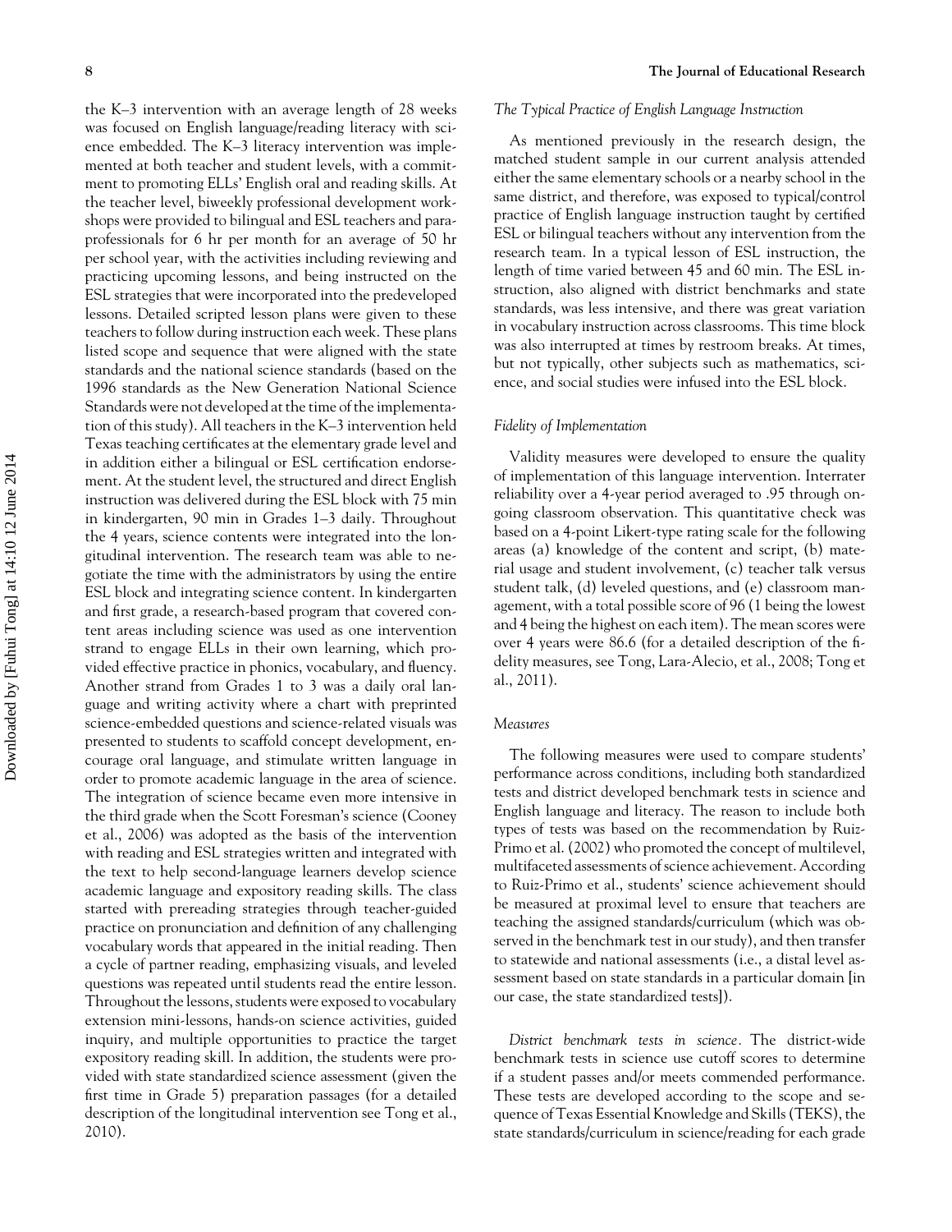the K–3 intervention with an average length of 28 weeks was focused on English language/reading literacy with science embedded. The K–3 literacy intervention was implemented at both teacher and student levels, with a commitment to promoting ELLs' English oral and reading skills. At the teacher level, biweekly professional development workshops were provided to bilingual and ESL teachers and paraprofessionals for 6 hr per month for an average of 50 hr per school year, with the activities including reviewing and practicing upcoming lessons, and being instructed on the ESL strategies that were incorporated into the predeveloped lessons. Detailed scripted lesson plans were given to these teachers to follow during instruction each week. These plans listed scope and sequence that were aligned with the state standards and the national science standards (based on the 1996 standards as the New Generation National Science Standards were not developed at the time of the implementation of this study). All teachers in the K–3 intervention held Texas teaching certificates at the elementary grade level and in addition either a bilingual or ESL certification endorsement. At the student level, the structured and direct English instruction was delivered during the ESL block with 75 min in kindergarten, 90 min in Grades 1–3 daily. Throughout the 4 years, science contents were integrated into the longitudinal intervention. The research team was able to negotiate the time with the administrators by using the entire ESL block and integrating science content. In kindergarten and first grade, a research-based program that covered content areas including science was used as one intervention strand to engage ELLs in their own learning, which provided effective practice in phonics, vocabulary, and fluency. Another strand from Grades 1 to 3 was a daily oral language and writing activity where a chart with preprinted science-embedded questions and science-related visuals was presented to students to scaffold concept development, encourage oral language, and stimulate written language in order to promote academic language in the area of science. The integration of science became even more intensive in the third grade when the Scott Foresman's science (Cooney et al., 2006) was adopted as the basis of the intervention with reading and ESL strategies written and integrated with the text to help second-language learners develop science academic language and expository reading skills. The class started with prereading strategies through teacher-guided practice on pronunciation and definition of any challenging vocabulary words that appeared in the initial reading. Then a cycle of partner reading, emphasizing visuals, and leveled questions was repeated until students read the entire lesson. Throughout the lessons, students were exposed to vocabulary extension mini-lessons, hands-on science activities, guided inquiry, and multiple opportunities to practice the target expository reading skill. In addition, the students were provided with state standardized science assessment (given the first time in Grade 5) preparation passages (for a detailed description of the longitudinal intervention see Tong et al., 2010).

### *The Typical Practice of English Language Instruction*

As mentioned previously in the research design, the matched student sample in our current analysis attended either the same elementary schools or a nearby school in the same district, and therefore, was exposed to typical/control practice of English language instruction taught by certified ESL or bilingual teachers without any intervention from the research team. In a typical lesson of ESL instruction, the length of time varied between 45 and 60 min. The ESL instruction, also aligned with district benchmarks and state standards, was less intensive, and there was great variation in vocabulary instruction across classrooms. This time block was also interrupted at times by restroom breaks. At times, but not typically, other subjects such as mathematics, science, and social studies were infused into the ESL block.

### *Fidelity of Implementation*

Validity measures were developed to ensure the quality of implementation of this language intervention. Interrater reliability over a 4-year period averaged to .95 through ongoing classroom observation. This quantitative check was based on a 4-point Likert-type rating scale for the following areas (a) knowledge of the content and script, (b) material usage and student involvement, (c) teacher talk versus student talk, (d) leveled questions, and (e) classroom management, with a total possible score of 96 (1 being the lowest and 4 being the highest on each item). The mean scores were over 4 years were 86.6 (for a detailed description of the fidelity measures, see Tong, Lara-Alecio, et al., 2008; Tong et al., 2011).

### *Measures*

The following measures were used to compare students' performance across conditions, including both standardized tests and district developed benchmark tests in science and English language and literacy. The reason to include both types of tests was based on the recommendation by Ruiz-Primo et al. (2002) who promoted the concept of multilevel, multifaceted assessments of science achievement. According to Ruiz-Primo et al., students' science achievement should be measured at proximal level to ensure that teachers are teaching the assigned standards/curriculum (which was observed in the benchmark test in our study), and then transfer to statewide and national assessments (i.e., a distal level assessment based on state standards in a particular domain [in our case, the state standardized tests]).

*District benchmark tests in science*. The district-wide benchmark tests in science use cutoff scores to determine if a student passes and/or meets commended performance. These tests are developed according to the scope and sequence of Texas Essential Knowledge and Skills (TEKS), the state standards/curriculum in science/reading for each grade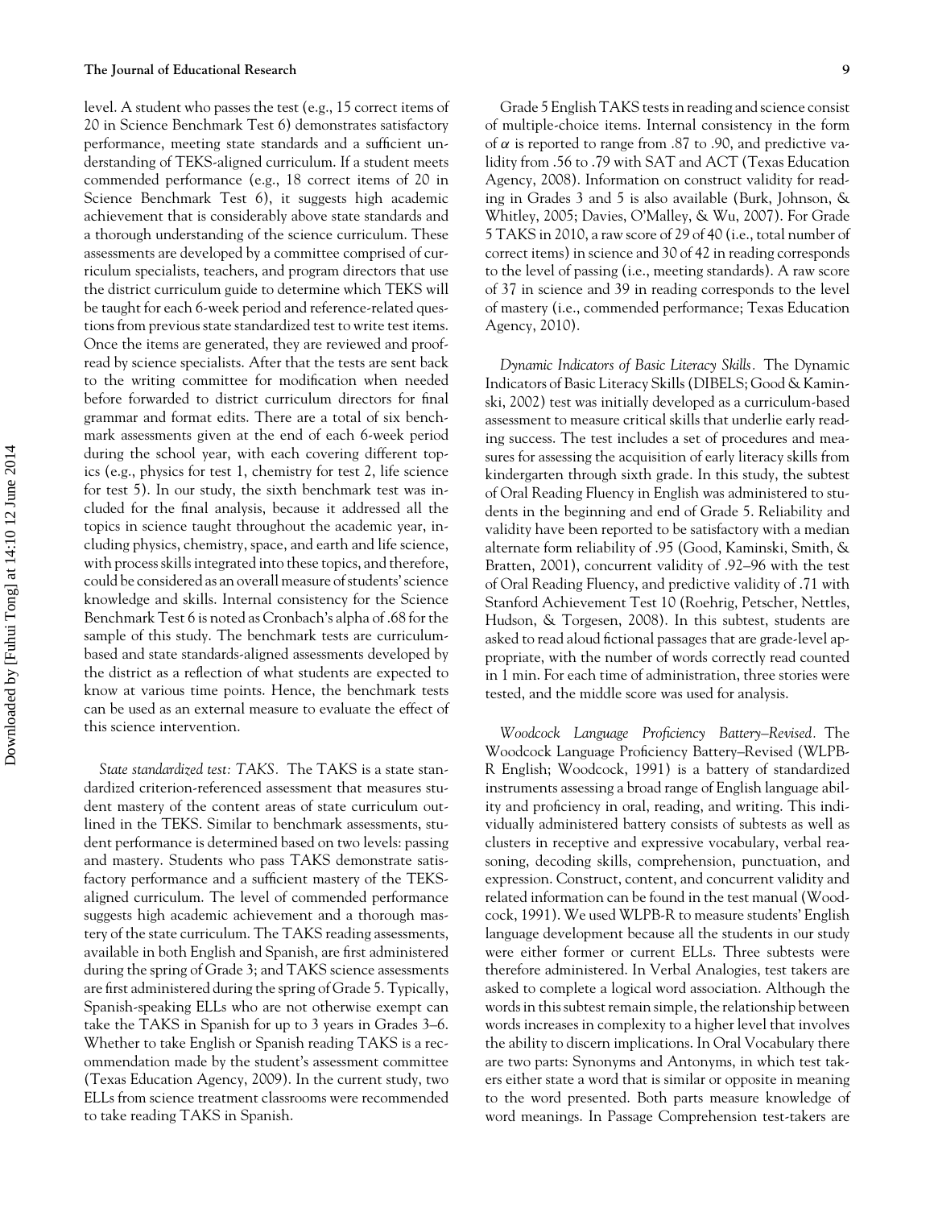level. A student who passes the test (e.g., 15 correct items of 20 in Science Benchmark Test 6) demonstrates satisfactory performance, meeting state standards and a sufficient understanding of TEKS-aligned curriculum. If a student meets commended performance (e.g., 18 correct items of 20 in Science Benchmark Test 6), it suggests high academic achievement that is considerably above state standards and a thorough understanding of the science curriculum. These assessments are developed by a committee comprised of curriculum specialists, teachers, and program directors that use the district curriculum guide to determine which TEKS will be taught for each 6-week period and reference-related questions from previous state standardized test to write test items. Once the items are generated, they are reviewed and proofread by science specialists. After that the tests are sent back to the writing committee for modification when needed before forwarded to district curriculum directors for final grammar and format edits. There are a total of six benchmark assessments given at the end of each 6-week period during the school year, with each covering different topics (e.g., physics for test 1, chemistry for test 2, life science for test 5). In our study, the sixth benchmark test was included for the final analysis, because it addressed all the topics in science taught throughout the academic year, including physics, chemistry, space, and earth and life science, with process skills integrated into these topics, and therefore, could be considered as an overall measure of students' science knowledge and skills. Internal consistency for the Science Benchmark Test 6 is noted as Cronbach's alpha of .68 for the sample of this study. The benchmark tests are curriculum-based and state standards-aligned assessments developed by the district as a reflection of what students are expected to know at various time points. Hence, the benchmark tests can be used as an external measure to evaluate the effect of this science intervention.

*State standardized test: TAKS.* The TAKS is a state standardized criterion-referenced assessment that measures student mastery of the content areas of state curriculum outlined in the TEKS. Similar to benchmark assessments, student performance is determined based on two levels: passing and mastery. Students who pass TAKS demonstrate satisfactory performance and a sufficient mastery of the TEKS-aligned curriculum. The level of commended performance suggests high academic achievement and a thorough mastery of the state curriculum. The TAKS reading assessments, available in both English and Spanish, are first administered during the spring of Grade 3; and TAKS science assessments are first administered during the spring of Grade 5. Typically, Spanish-speaking ELLs who are not otherwise exempt can take the TAKS in Spanish for up to 3 years in Grades 3–6. Whether to take English or Spanish reading TAKS is a recommendation made by the student's assessment committee (Texas Education Agency, 2009). In the current study, two ELLs from science treatment classrooms were recommended to take reading TAKS in Spanish.

Grade 5 English TAKS tests in reading and science consist of multiple-choice items. Internal consistency in the form of $\alpha$ is reported to range from .87 to .90, and predictive validity from .56 to .79 with SAT and ACT (Texas Education Agency, 2008). Information on construct validity for reading in Grades 3 and 5 is also available (Burk, Johnson, & Whitley, 2005; Davies, O'Malley, & Wu, 2007). For Grade 5 TAKS in 2010, a raw score of 29 of 40 (i.e., total number of correct items) in science and 30 of 42 in reading corresponds to the level of passing (i.e., meeting standards). A raw score of 37 in science and 39 in reading corresponds to the level of mastery (i.e., commended performance; Texas Education Agency, 2010).

*Dynamic Indicators of Basic Literacy Skills.* The Dynamic Indicators of Basic Literacy Skills (DIBELS; Good & Kaminski, 2002) test was initially developed as a curriculum-based assessment to measure critical skills that underlie early reading success. The test includes a set of procedures and measures for assessing the acquisition of early literacy skills from kindergarten through sixth grade. In this study, the subtest of Oral Reading Fluency in English was administered to students in the beginning and end of Grade 5. Reliability and validity have been reported to be satisfactory with a median alternate form reliability of .95 (Good, Kaminski, Smith, & Bratten, 2001), concurrent validity of .92–96 with the test of Oral Reading Fluency, and predictive validity of .71 with Stanford Achievement Test 10 (Roehrig, Petscher, Nettles, Hudson, & Torgesen, 2008). In this subtest, students are asked to read aloud fictional passages that are grade-level appropriate, with the number of words correctly read counted in 1 min. For each time of administration, three stories were tested, and the middle score was used for analysis.

*Woodcock Language Proficiency Battery–Revised.* The Woodcock Language Proficiency Battery–Revised (WLPB-R English; Woodcock, 1991) is a battery of standardized instruments assessing a broad range of English language ability and proficiency in oral, reading, and writing. This individually administered battery consists of subtests as well as clusters in receptive and expressive vocabulary, verbal reasoning, decoding skills, comprehension, punctuation, and expression. Construct, content, and concurrent validity and related information can be found in the test manual (Woodcock, 1991). We used WLPB-R to measure students' English language development because all the students in our study were either former or current ELLs. Three subtests were therefore administered. In Verbal Analogies, test takers are asked to complete a logical word association. Although the words in this subtest remain simple, the relationship between words increases in complexity to a higher level that involves the ability to discern implications. In Oral Vocabulary there are two parts: Synonyms and Antonyms, in which test takers either state a word that is similar or opposite in meaning to the word presented. Both parts measure knowledge of word meanings. In Passage Comprehension test-takers are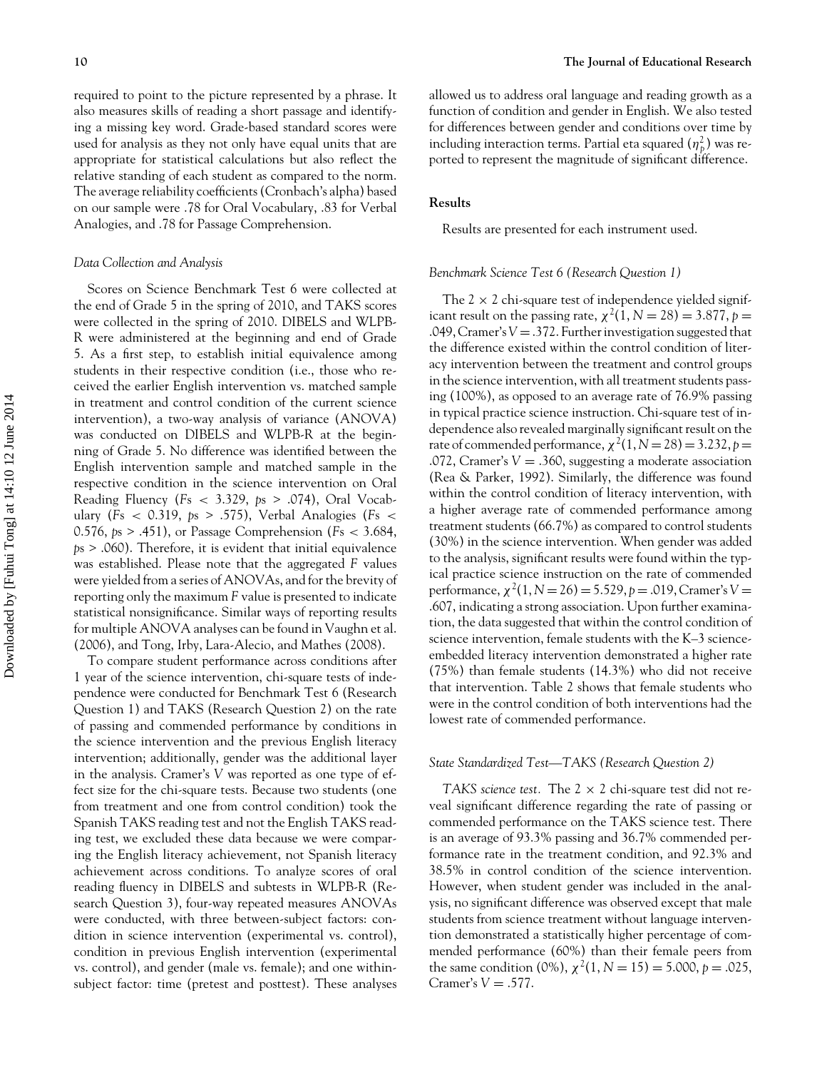required to point to the picture represented by a phrase. It also measures skills of reading a short passage and identifying a missing key word. Grade-based standard scores were used for analysis as they not only have equal units that are appropriate for statistical calculations but also reflect the relative standing of each student as compared to the norm. The average reliability coefficients (Cronbach's alpha) based on our sample were .78 for Oral Vocabulary, .83 for Verbal Analogies, and .78 for Passage Comprehension.

#### *Data Collection and Analysis*

Scores on Science Benchmark Test 6 were collected at the end of Grade 5 in the spring of 2010, and TAKS scores were collected in the spring of 2010. DIBELS and WLPB-R were administered at the beginning and end of Grade 5. As a first step, to establish initial equivalence among students in their respective condition (i.e., those who received the earlier English intervention vs. matched sample in treatment and control condition of the current science intervention), a two-way analysis of variance (ANOVA) was conducted on DIBELS and WLPB-R at the beginning of Grade 5. No difference was identified between the English intervention sample and matched sample in the respective condition in the science intervention on Oral Reading Fluency ($Fs < 3.329$, $ps > .074$), Oral Vocabulary ($Fs < 0.319$, $ps > .575$), Verbal Analogies ($Fs < 0.576$, $ps > .451$), or Passage Comprehension ($Fs < 3.684$, $ps > .060$). Therefore, it is evident that initial equivalence was established. Please note that the aggregated $F$ values were yielded from a series of ANOVAs, and for the brevity of reporting only the maximum $F$ value is presented to indicate statistical nonsignificance. Similar ways of reporting results for multiple ANOVA analyses can be found in Vaughn et al. (2006), and Tong, Irby, Lara-Alecio, and Mathes (2008).

To compare student performance across conditions after 1 year of the science intervention, chi-square tests of independence were conducted for Benchmark Test 6 (Research Question 1) and TAKS (Research Question 2) on the rate of passing and commended performance by conditions in the science intervention and the previous English literacy intervention; additionally, gender was the additional layer in the analysis. Cramer's $V$ was reported as one type of effect size for the chi-square tests. Because two students (one from treatment and one from control condition) took the Spanish TAKS reading test and not the English TAKS reading test, we excluded these data because we were comparing the English literacy achievement, not Spanish literacy achievement across conditions. To analyze scores of oral reading fluency in DIBELS and subtests in WLPB-R (Research Question 3), four-way repeated measures ANOVAs were conducted, with three between-subject factors: condition in science intervention (experimental vs. control), condition in previous English intervention (experimental vs. control), and gender (male vs. female); and one within-subject factor: time (pretest and posttest). These analyses allowed us to address oral language and reading growth as a function of condition and gender in English. We also tested for differences between gender and conditions over time by including interaction terms. Partial eta squared ($\eta_p^2$) was reported to represent the magnitude of significant difference.

### Results

Results are presented for each instrument used.

#### *Benchmark Science Test 6 (Research Question 1)*

The $2 \times 2$ chi-square test of independence yielded significant result on the passing rate, $\chi^2(1, N = 28) = 3.877$, $p = .049$, Cramer's $V = .372$. Further investigation suggested that the difference existed within the control condition of literacy intervention between the treatment and control groups in the science intervention, with all treatment students passing (100%), as opposed to an average rate of 76.9% passing in typical practice science instruction. Chi-square test of independence also revealed marginally significant result on the rate of commended performance, $\chi^2(1, N = 28) = 3.232$, $p = .072$, Cramer's $V = .360$, suggesting a moderate association (Rea & Parker, 1992). Similarly, the difference was found within the control condition of literacy intervention, with a higher average rate of commended performance among treatment students (66.7%) as compared to control students (30%) in the science intervention. When gender was added to the analysis, significant results were found within the typical practice science instruction on the rate of commended performance, $\chi^2(1, N = 26) = 5.529$, $p = .019$, Cramer's $V = .607$, indicating a strong association. Upon further examination, the data suggested that within the control condition of science intervention, female students with the K–3 science-embedded literacy intervention demonstrated a higher rate (75%) than female students (14.3%) who did not receive that intervention. Table 2 shows that female students who were in the control condition of both interventions had the lowest rate of commended performance.

#### *State Standardized Test—TAKS (Research Question 2)*

*TAKS science test.* The $2 \times 2$ chi-square test did not reveal significant difference regarding the rate of passing or commended performance on the TAKS science test. There is an average of 93.3% passing and 36.7% commended performance rate in the treatment condition, and 92.3% and 38.5% in control condition of the science intervention. However, when student gender was included in the analysis, no significant difference was observed except that male students from science treatment without language intervention demonstrated a statistically higher percentage of commended performance (60%) than their female peers from the same condition (0%), $\chi^2(1, N = 15) = 5.000$, $p = .025$, Cramer's $V = .577$.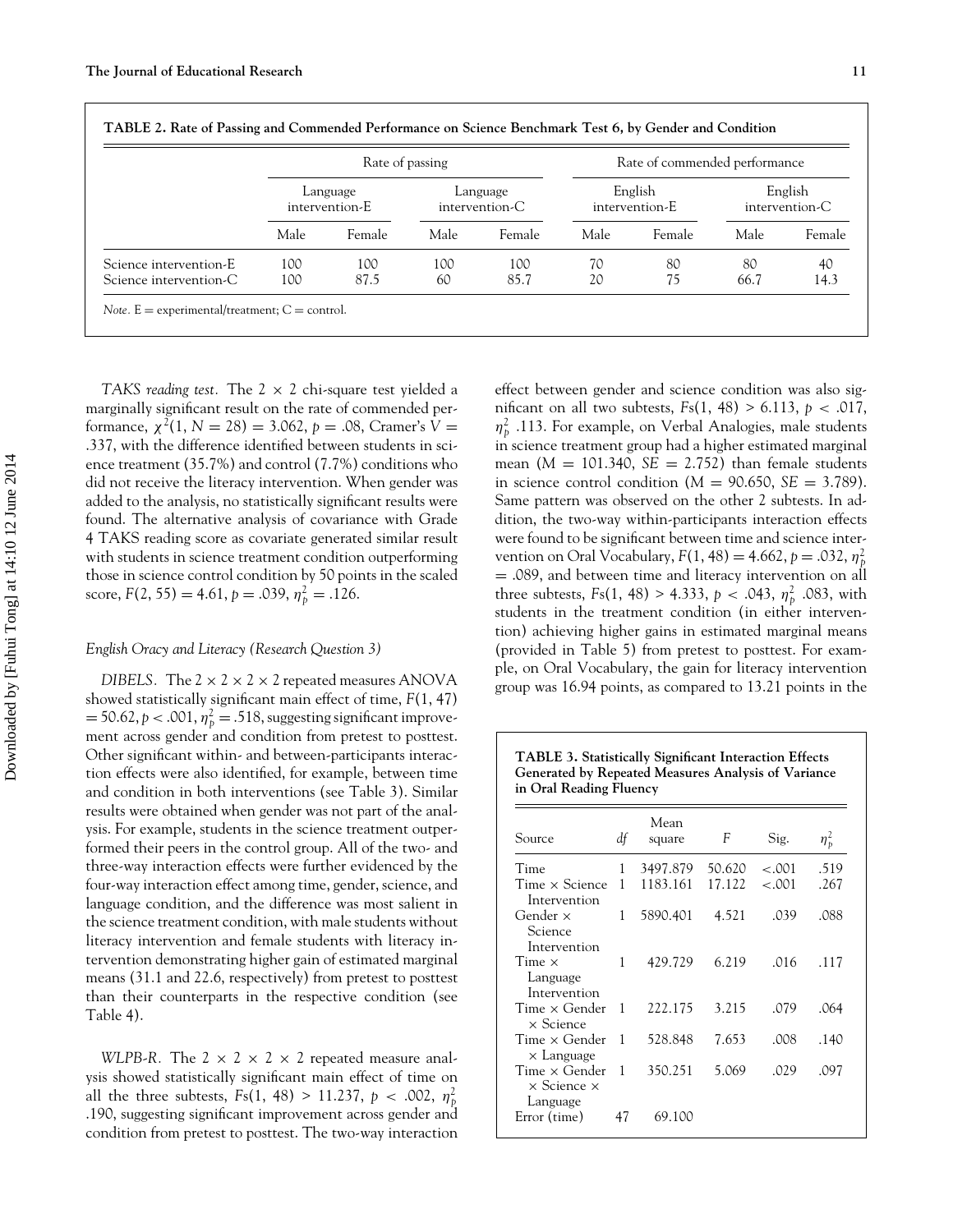**TABLE 2. Rate of Passing and Commended Performance on Science Benchmark Test 6, by Gender and Condition**

| | Rate of passing | | | | Rate of commended performance | | | |
|---|---|---|---|---|---|---|---|---|
| | Language intervention-E | | Language intervention-C | | English intervention-E | | English intervention-C | |
| | Male | Female | Male | Female | Male | Female | Male | Female |
| Science intervention-E | 100 | 100 | 100 | 100 | 70 | 80 | 80 | 40 |
| Science intervention-C | 100 | 87.5 | 60 | 85.7 | 20 | 75 | 66.7 | 14.3 |

*Note*. E = experimental/treatment; C = control.

*TAKS reading test.* The 2 × 2 chi-square test yielded a marginally significant result on the rate of commended performance, $\chi^2(1, N = 28) = 3.062$, $p = .08$, Cramer's $V = .337$, with the difference identified between students in science treatment (35.7%) and control (7.7%) conditions who did not receive the literacy intervention. When gender was added to the analysis, no statistically significant results were found. The alternative analysis of covariance with Grade 4 TAKS reading score as covariate generated similar result with students in science treatment condition outperforming those in science control condition by 50 points in the scaled score, $F(2, 55) = 4.61$, $p = .039$, $\eta_p^2 = .126$.

### *English Oracy and Literacy (Research Question 3)*

*DIBELS.* The 2 × 2 × 2 × 2 repeated measures ANOVA showed statistically significant main effect of time, $F(1, 47) = 50.62$, $p < .001$, $\eta_p^2 = .518$, suggesting significant improvement across gender and condition from pretest to posttest. Other significant within- and between-participants interaction effects were also identified, for example, between time and condition in both interventions (see Table 3). Similar results were obtained when gender was not part of the analysis. For example, students in the science treatment outperformed their peers in the control group. All of the two- and three-way interaction effects were further evidenced by the four-way interaction effect among time, gender, science, and language condition, and the difference was most salient in the science treatment condition, with male students without literacy intervention and female students with literacy intervention demonstrating higher gain of estimated marginal means (31.1 and 22.6, respectively) from pretest to posttest than their counterparts in the respective condition (see Table 4).

*WLPB-R.* The 2 × 2 × 2 × 2 repeated measure analysis showed statistically significant main effect of time on all the three subtests, $Fs(1, 48) > 11.237$, $p < .002$, $\eta_p^2$ .190, suggesting significant improvement across gender and condition from pretest to posttest. The two-way interaction effect between gender and science condition was also significant on all two subtests, $Fs(1, 48) > 6.113$, $p < .017$, $\eta_p^2$ .113. For example, on Verbal Analogies, male students in science treatment group had a higher estimated marginal mean ($M = 101.340$, $SE = 2.752$) than female students in science control condition ($M = 90.650$, $SE = 3.789$). Same pattern was observed on the other 2 subtests. In addition, the two-way within-participants interaction effects were found to be significant between time and science intervention on Oral Vocabulary, $F(1, 48) = 4.662$, $p = .032$, $\eta_p^2 = .089$, and between time and literacy intervention on all three subtests, $Fs(1, 48) > 4.333$, $p < .043$, $\eta_p^2$ .083, with students in the treatment condition (in either intervention) achieving higher gains in estimated marginal means (provided in Table 5) from pretest to posttest. For example, on Oral Vocabulary, the gain for literacy intervention group was 16.94 points, as compared to 13.21 points in the

**TABLE 3. Statistically Significant Interaction Effects Generated by Repeated Measures Analysis of Variance in Oral Reading Fluency**

| Source | *df* | Mean square | *F* | Sig. | $\eta_p^2$ |
|---|---|---|---|---|---|
| Time | 1 | 3497.879 | 50.620 | <.001 | .519 |
| Time × Science Intervention | 1 | 1183.161 | 17.122 | <.001 | .267 |
| Gender × Science Intervention | 1 | 5890.401 | 4.521 | .039 | .088 |
| Time × Language Intervention | 1 | 429.729 | 6.219 | .016 | .117 |
| Time × Gender × Science | 1 | 222.175 | 3.215 | .079 | .064 |
| Time × Gender × Language | 1 | 528.848 | 7.653 | .008 | .140 |
| Time × Gender × Science × Language | 1 | 350.251 | 5.069 | .029 | .097 |
| Error (time) | 47 | 69.100 | | | |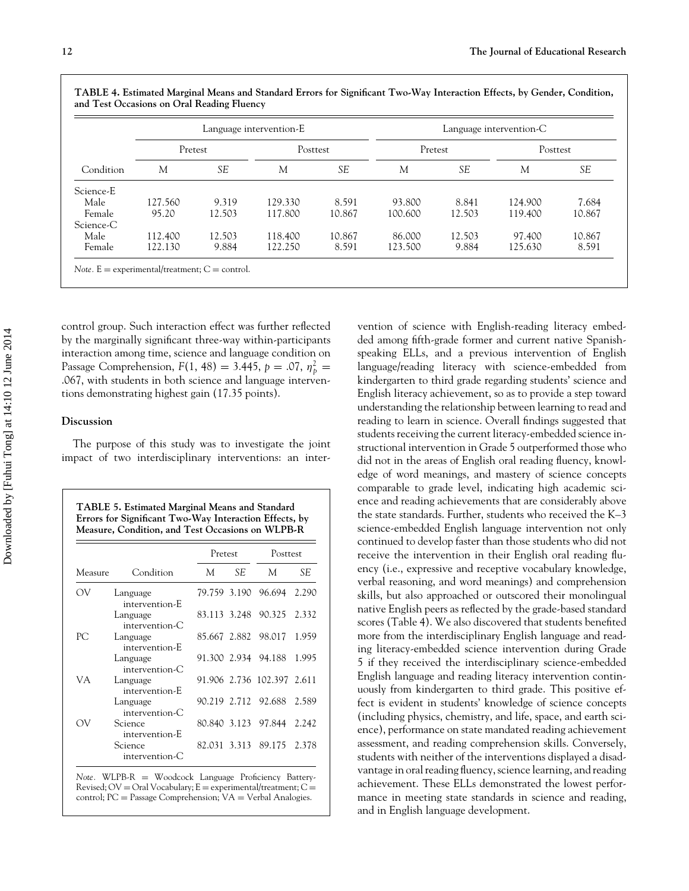**TABLE 4. Estimated Marginal Means and Standard Errors for Significant Two-Way Interaction Effects, by Gender, Condition, and Test Occasions on Oral Reading Fluency**

| | Language intervention-E | | | | Language intervention-C | | | |
|---|---|---|---|---|---|---|---|---|
| | Pretest | | Posttest | | Pretest | | Posttest | |
| Condition | M | SE | M | SE | M | SE | M | SE |
| Science-E | | | | | | | | |
| Male | 127.560 | 9.319 | 129.330 | 8.591 | 93.800 | 8.841 | 124.900 | 7.684 |
| Female | 95.20 | 12.503 | 117.800 | 10.867 | 100.600 | 12.503 | 119.400 | 10.867 |
| Science-C | | | | | | | | |
| Male | 112.400 | 12.503 | 118.400 | 10.867 | 86.000 | 12.503 | 97.400 | 10.867 |
| Female | 122.130 | 9.884 | 122.250 | 8.591 | 123.500 | 9.884 | 125.630 | 8.591 |

*Note*. E = experimental/treatment; C = control.

control group. Such interaction effect was further reflected by the marginally significant three-way within-participants interaction among time, science and language condition on Passage Comprehension, $F(1, 48) = 3.445$, $p = .07$, $\eta_p^2 = .067$, with students in both science and language interventions demonstrating highest gain (17.35 points).

### Discussion

The purpose of this study was to investigate the joint impact of two interdisciplinary interventions: an intervention of science with English-reading literacy embedded among fifth-grade former and current native Spanish-speaking ELLs, and a previous intervention of English language/reading literacy with science-embedded from kindergarten to third grade regarding students' science and English literacy achievement, so as to provide a step toward understanding the relationship between learning to read and reading to learn in science. Overall findings suggested that students receiving the current literacy-embedded science instructional intervention in Grade 5 outperformed those who did not in the areas of English oral reading fluency, knowledge of word meanings, and mastery of science concepts comparable to grade level, indicating high academic science and reading achievements that are considerably above the state standards. Further, students who received the K–3 science-embedded English language intervention not only continued to develop faster than those students who did not receive the intervention in their English oral reading fluency (i.e., expressive and receptive vocabulary knowledge, verbal reasoning, and word meanings) and comprehension skills, but also approached or outscored their monolingual native English peers as reflected by the grade-based standard scores (Table 4). We also discovered that students benefited more from the interdisciplinary English language and reading literacy-embedded science intervention during Grade 5 if they received the interdisciplinary science-embedded English language and reading literacy intervention continuously from kindergarten to third grade. This positive effect is evident in students' knowledge of science concepts (including physics, chemistry, and life, space, and earth science), performance on state mandated reading achievement assessment, and reading comprehension skills. Conversely, students with neither of the interventions displayed a disadvantage in oral reading fluency, science learning, and reading achievement. These ELLs demonstrated the lowest performance in meeting state standards in science and reading, and in English language development.

**TABLE 5. Estimated Marginal Means and Standard Errors for Significant Two-Way Interaction Effects, by Measure, Condition, and Test Occasions on WLPB-R**

| | | Pretest | | Posttest | |
|---|---|---|---|---|---|
| Measure | Condition | M | SE | M | SE |
| OV | Language intervention-E | 79.759 | 3.190 | 96.694 | 2.290 |
| | Language intervention-C | 83.113 | 3.248 | 90.325 | 2.332 |
| PC | Language intervention-E | 85.667 | 2.882 | 98.017 | 1.959 |
| | Language intervention-C | 91.300 | 2.934 | 94.188 | 1.995 |
| VA | Language intervention-E | 91.906 | 2.736 | 102.397 | 2.611 |
| | Language intervention-C | 90.219 | 2.712 | 92.688 | 2.589 |
| OV | Science intervention-E | 80.840 | 3.123 | 97.844 | 2.242 |
| | Science intervention-C | 82.031 | 3.313 | 89.175 | 2.378 |

*Note*. WLPB-R = Woodcock Language Proficiency Battery-Revised; OV = Oral Vocabulary; E = experimental/treatment; C = control; PC = Passage Comprehension; VA = Verbal Analogies.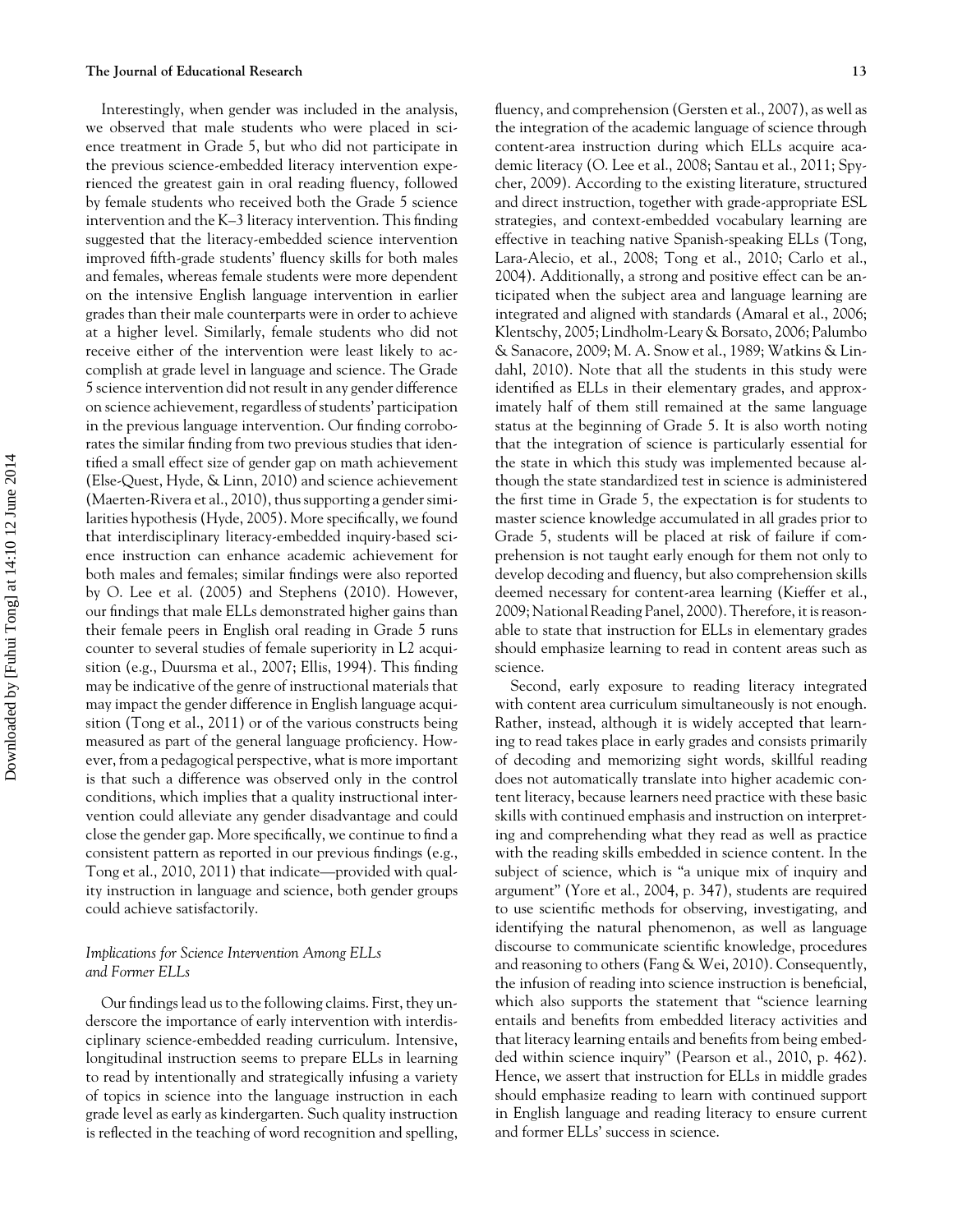Interestingly, when gender was included in the analysis, we observed that male students who were placed in science treatment in Grade 5, but who did not participate in the previous science-embedded literacy intervention experienced the greatest gain in oral reading fluency, followed by female students who received both the Grade 5 science intervention and the K–3 literacy intervention. This finding suggested that the literacy-embedded science intervention improved fifth-grade students' fluency skills for both males and females, whereas female students were more dependent on the intensive English language intervention in earlier grades than their male counterparts were in order to achieve at a higher level. Similarly, female students who did not receive either of the intervention were least likely to accomplish at grade level in language and science. The Grade 5 science intervention did not result in any gender difference on science achievement, regardless of students' participation in the previous language intervention. Our finding corroborates the similar finding from two previous studies that identified a small effect size of gender gap on math achievement (Else-Quest, Hyde, & Linn, 2010) and science achievement (Maerten-Rivera et al., 2010), thus supporting a gender similarities hypothesis (Hyde, 2005). More specifically, we found that interdisciplinary literacy-embedded inquiry-based science instruction can enhance academic achievement for both males and females; similar findings were also reported by O. Lee et al. (2005) and Stephens (2010). However, our findings that male ELLs demonstrated higher gains than their female peers in English oral reading in Grade 5 runs counter to several studies of female superiority in L2 acquisition (e.g., Duursma et al., 2007; Ellis, 1994). This finding may be indicative of the genre of instructional materials that may impact the gender difference in English language acquisition (Tong et al., 2011) or of the various constructs being measured as part of the general language proficiency. However, from a pedagogical perspective, what is more important is that such a difference was observed only in the control conditions, which implies that a quality instructional intervention could alleviate any gender disadvantage and could close the gender gap. More specifically, we continue to find a consistent pattern as reported in our previous findings (e.g., Tong et al., 2010, 2011) that indicate—provided with quality instruction in language and science, both gender groups could achieve satisfactorily.

### *Implications for Science Intervention Among ELLs and Former ELLs*

Our findings lead us to the following claims. First, they underscore the importance of early intervention with interdisciplinary science-embedded reading curriculum. Intensive, longitudinal instruction seems to prepare ELLs in learning to read by intentionally and strategically infusing a variety of topics in science into the language instruction in each grade level as early as kindergarten. Such quality instruction is reflected in the teaching of word recognition and spelling, fluency, and comprehension (Gersten et al., 2007), as well as the integration of the academic language of science through content-area instruction during which ELLs acquire academic literacy (O. Lee et al., 2008; Santau et al., 2011; Spycher, 2009). According to the existing literature, structured and direct instruction, together with grade-appropriate ESL strategies, and context-embedded vocabulary learning are effective in teaching native Spanish-speaking ELLs (Tong, Lara-Alecio, et al., 2008; Tong et al., 2010; Carlo et al., 2004). Additionally, a strong and positive effect can be anticipated when the subject area and language learning are integrated and aligned with standards (Amaral et al., 2006; Klentschy, 2005; Lindholm-Leary & Borsato, 2006; Palumbo & Sanacore, 2009; M. A. Snow et al., 1989; Watkins & Lindahl, 2010). Note that all the students in this study were identified as ELLs in their elementary grades, and approximately half of them still remained at the same language status at the beginning of Grade 5. It is also worth noting that the integration of science is particularly essential for the state in which this study was implemented because although the state standardized test in science is administered the first time in Grade 5, the expectation is for students to master science knowledge accumulated in all grades prior to Grade 5, students will be placed at risk of failure if comprehension is not taught early enough for them not only to develop decoding and fluency, but also comprehension skills deemed necessary for content-area learning (Kieffer et al., 2009; National Reading Panel, 2000). Therefore, it is reasonable to state that instruction for ELLs in elementary grades should emphasize learning to read in content areas such as science.

Second, early exposure to reading literacy integrated with content area curriculum simultaneously is not enough. Rather, instead, although it is widely accepted that learning to read takes place in early grades and consists primarily of decoding and memorizing sight words, skillful reading does not automatically translate into higher academic content literacy, because learners need practice with these basic skills with continued emphasis and instruction on interpreting and comprehending what they read as well as practice with the reading skills embedded in science content. In the subject of science, which is "a unique mix of inquiry and argument" (Yore et al., 2004, p. 347), students are required to use scientific methods for observing, investigating, and identifying the natural phenomenon, as well as language discourse to communicate scientific knowledge, procedures and reasoning to others (Fang & Wei, 2010). Consequently, the infusion of reading into science instruction is beneficial, which also supports the statement that "science learning entails and benefits from embedded literacy activities and that literacy learning entails and benefits from being embedded within science inquiry" (Pearson et al., 2010, p. 462). Hence, we assert that instruction for ELLs in middle grades should emphasize reading to learn with continued support in English language and reading literacy to ensure current and former ELLs' success in science.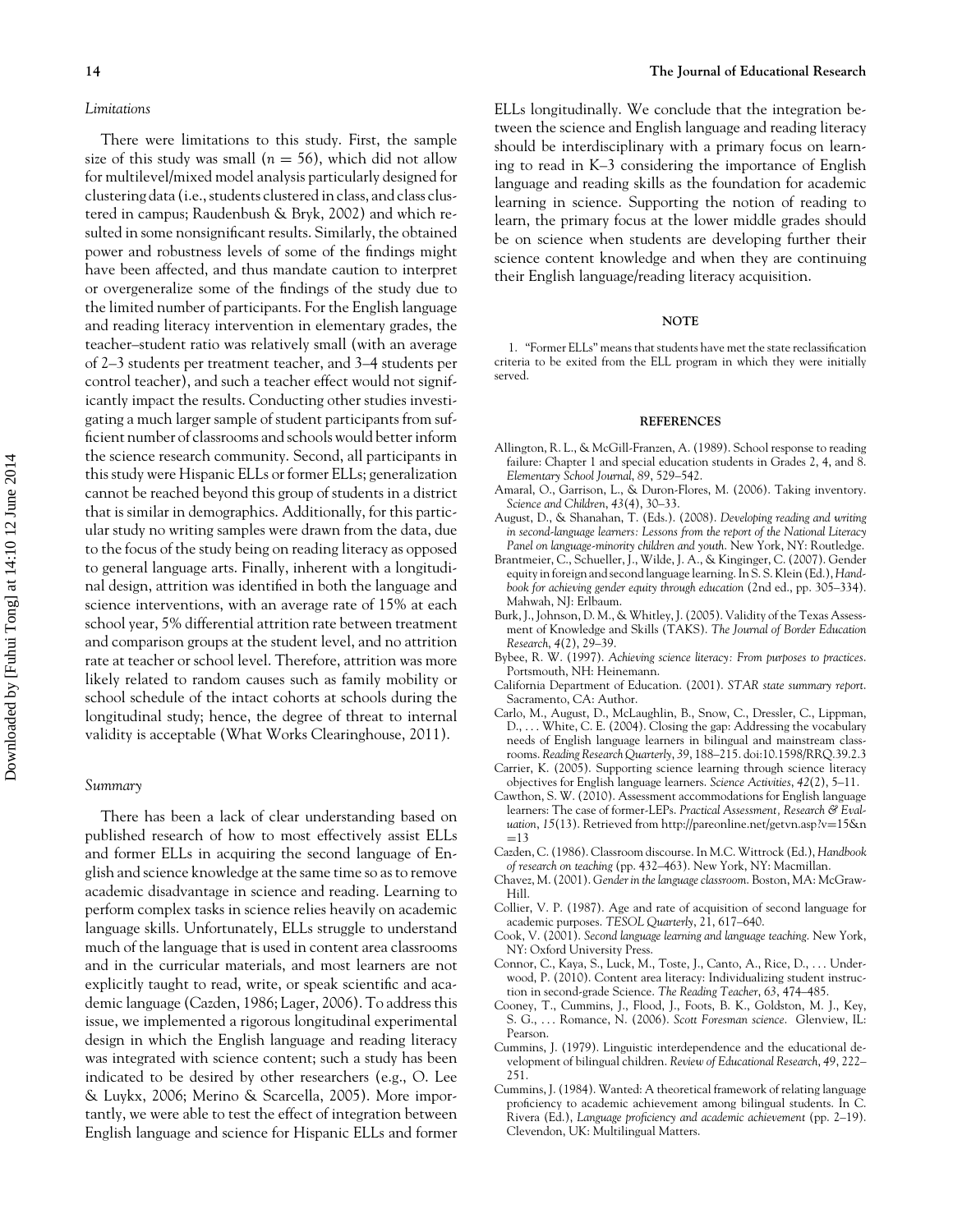### *Limitations*

There were limitations to this study. First, the sample size of this study was small ($n = 56$), which did not allow for multilevel/mixed model analysis particularly designed for clustering data (i.e., students clustered in class, and class clustered in campus; Raudenbush & Bryk, 2002) and which resulted in some nonsignificant results. Similarly, the obtained power and robustness levels of some of the findings might have been affected, and thus mandate caution to interpret or overgeneralize some of the findings of the study due to the limited number of participants. For the English language and reading literacy intervention in elementary grades, the teacher–student ratio was relatively small (with an average of 2–3 students per treatment teacher, and 3–4 students per control teacher), and such a teacher effect would not significantly impact the results. Conducting other studies investigating a much larger sample of student participants from sufficient number of classrooms and schools would better inform the science research community. Second, all participants in this study were Hispanic ELLs or former ELLs; generalization cannot be reached beyond this group of students in a district that is similar in demographics. Additionally, for this particular study no writing samples were drawn from the data, due to the focus of the study being on reading literacy as opposed to general language arts. Finally, inherent with a longitudinal design, attrition was identified in both the language and science interventions, with an average rate of 15% at each school year, 5% differential attrition rate between treatment and comparison groups at the student level, and no attrition rate at teacher or school level. Therefore, attrition was more likely related to random causes such as family mobility or school schedule of the intact cohorts at schools during the longitudinal study; hence, the degree of threat to internal validity is acceptable (What Works Clearinghouse, 2011).

### *Summary*

There has been a lack of clear understanding based on published research of how to most effectively assist ELLs and former ELLs in acquiring the second language of English and science knowledge at the same time so as to remove academic disadvantage in science and reading. Learning to perform complex tasks in science relies heavily on academic language skills. Unfortunately, ELLs struggle to understand much of the language that is used in content area classrooms and in the curricular materials, and most learners are not explicitly taught to read, write, or speak scientific and academic language (Cazden, 1986; Lager, 2006). To address this issue, we implemented a rigorous longitudinal experimental design in which the English language and reading literacy was integrated with science content; such a study has been indicated to be desired by other researchers (e.g., O. Lee & Luykx, 2006; Merino & Scarcella, 2005). More importantly, we were able to test the effect of integration between English language and science for Hispanic ELLs and former ELLs longitudinally. We conclude that the integration between the science and English language and reading literacy should be interdisciplinary with a primary focus on learning to read in K–3 considering the importance of English language and reading skills as the foundation for academic learning in science. Supporting the notion of reading to learn, the primary focus at the lower middle grades should be on science when students are developing further their science content knowledge and when they are continuing their English language/reading literacy acquisition.

## NOTE

1. "Former ELLs" means that students have met the state reclassification criteria to be exited from the ELL program in which they were initially served.

## REFERENCES

Allington, R. L., & McGill-Franzen, A. (1989). School response to reading failure: Chapter 1 and special education students in Grades 2, 4, and 8. *Elementary School Journal*, *89*, 529–542.

Amaral, O., Garrison, L., & Duron-Flores, M. (2006). Taking inventory. *Science and Children*, *43*(4), 30–33.

August, D., & Shanahan, T. (Eds.). (2008). *Developing reading and writing in second-language learners: Lessons from the report of the National Literacy Panel on language-minority children and youth*. New York, NY: Routledge.

Brantmeier, C., Schueller, J., Wilde, J. A., & Kinginger, C. (2007). Gender equity in foreign and second language learning. In S. S. Klein (Ed.), *Handbook for achieving gender equity through education* (2nd ed., pp. 305–334). Mahwah, NJ: Erlbaum.

Burk, J., Johnson, D. M., & Whitley, J. (2005). Validity of the Texas Assessment of Knowledge and Skills (TAKS). *The Journal of Border Education Research*, *4*(2), 29–39.

Bybee, R. W. (1997). *Achieving science literacy: From purposes to practices*. Portsmouth, NH: Heinemann.

California Department of Education. (2001). *STAR state summary report*. Sacramento, CA: Author.

Carlo, M., August, D., McLaughlin, B., Snow, C., Dressler, C., Lippman, D., . . . White, C. E. (2004). Closing the gap: Addressing the vocabulary needs of English language learners in bilingual and mainstream classrooms. *Reading Research Quarterly*, *39*, 188–215. doi:10.1598/RRQ.39.2.3

Carrier, K. (2005). Supporting science learning through science literacy objectives for English language learners. *Science Activities*, *42*(2), 5–11.

Cawthon, S. W. (2010). Assessment accommodations for English language learners: The case of former-LEPs. *Practical Assessment, Research & Evaluation*, *15*(13). Retrieved from http://pareonline.net/getvn.asp?v=15&n=13

Cazden, C. (1986). Classroom discourse. In M.C. Wittrock (Ed.), *Handbook of research on teaching* (pp. 432–463). New York, NY: Macmillan.

Chavez, M. (2001). *Gender in the language classroom*. Boston, MA: McGraw-Hill.

Collier, V. P. (1987). Age and rate of acquisition of second language for academic purposes. *TESOL Quarterly*, 21, 617–640.

Cook, V. (2001). *Second language learning and language teaching*. New York, NY: Oxford University Press.

Connor, C., Kaya, S., Luck, M., Toste, J., Canto, A., Rice, D., . . . Underwood, P. (2010). Content area literacy: Individualizing student instruction in second-grade Science. *The Reading Teacher*, *63*, 474–485.

Cooney, T., Cummins, J., Flood, J., Foots, B. K., Goldston, M. J., Key, S. G., . . . Romance, N. (2006). *Scott Foresman science*. Glenview, IL: Pearson.

Cummins, J. (1979). Linguistic interdependence and the educational development of bilingual children. *Review of Educational Research*, *49*, 222–251.

Cummins, J. (1984). Wanted: A theoretical framework of relating language proficiency to academic achievement among bilingual students. In C. Rivera (Ed.), *Language proficiency and academic achievement* (pp. 2–19). Clevendon, UK: Multilingual Matters.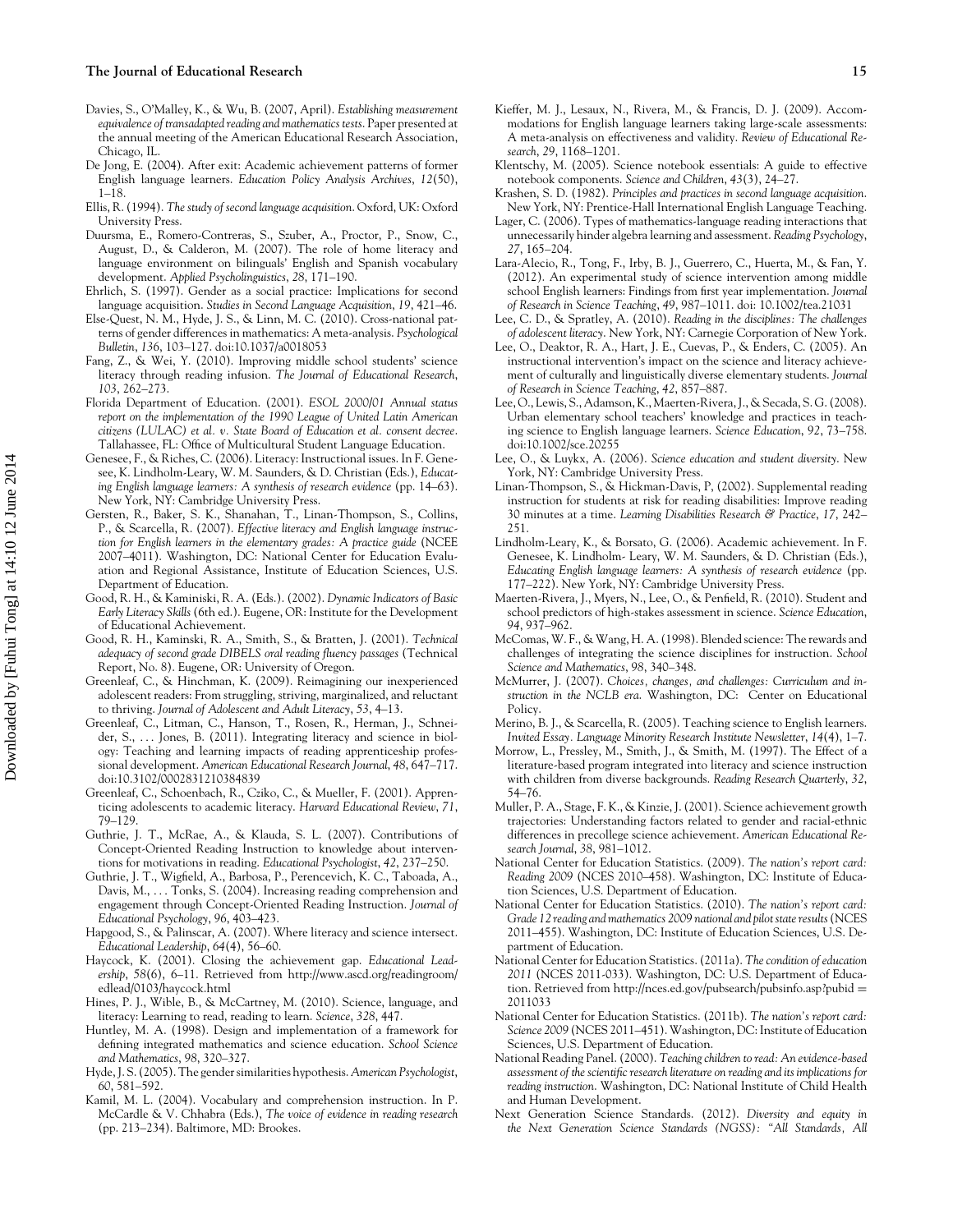Davies, S., O'Malley, K., & Wu, B. (2007, April). *Establishing measurement equivalence of transadapted reading and mathematics tests*. Paper presented at the annual meeting of the American Educational Research Association, Chicago, IL.

De Jong, E. (2004). After exit: Academic achievement patterns of former English language learners. *Education Policy Analysis Archives*, *12*(50), 1–18.

Ellis, R. (1994). *The study of second language acquisition*. Oxford, UK: Oxford University Press.

Duursma, E., Romero-Contreras, S., Szuber, A., Proctor, P., Snow, C., August, D., & Calderon, M. (2007). The role of home literacy and language environment on bilinguals' English and Spanish vocabulary development. *Applied Psycholinguistics*, *28*, 171–190.

Ehrlich, S. (1997). Gender as a social practice: Implications for second language acquisition. *Studies in Second Language Acquisition*, *19*, 421–46.

Else-Quest, N. M., Hyde, J. S., & Linn, M. C. (2010). Cross-national patterns of gender differences in mathematics: A meta-analysis. *Psychological Bulletin*, *136*, 103–127. doi:10.1037/a0018053

Fang, Z., & Wei, Y. (2010). Improving middle school students' science literacy through reading infusion. *The Journal of Educational Research*, *103*, 262–273.

Florida Department of Education. (2001). *ESOL 2000/01 Annual status report on the implementation of the 1990 League of United Latin American citizens (LULAC) et al. v. State Board of Education et al. consent decree*. Tallahassee, FL: Office of Multicultural Student Language Education.

Genesee, F., & Riches, C. (2006). Literacy: Instructional issues. In F. Genesee, K. Lindholm-Leary, W. M. Saunders, & D. Christian (Eds.), *Educating English language learners: A synthesis of research evidence* (pp. 14–63). New York, NY: Cambridge University Press.

Gersten, R., Baker, S. K., Shanahan, T., Linan-Thompson, S., Collins, P., & Scarcella, R. (2007). *Effective literacy and English language instruction for English learners in the elementary grades: A practice guide* (NCEE 2007–4011). Washington, DC: National Center for Education Evaluation and Regional Assistance, Institute of Education Sciences, U.S. Department of Education.

Good, R. H., & Kaminiski, R. A. (Eds.). (2002). *Dynamic Indicators of Basic Early Literacy Skills* (6th ed.). Eugene, OR: Institute for the Development of Educational Achievement.

Good, R. H., Kaminski, R. A., Smith, S., & Bratten, J. (2001). *Technical adequacy of second grade DIBELS oral reading fluency passages* (Technical Report, No. 8). Eugene, OR: University of Oregon.

Greenleaf, C., & Hinchman, K. (2009). Reimagining our inexperienced adolescent readers: From struggling, striving, marginalized, and reluctant to thriving. *Journal of Adolescent and Adult Literacy*, *53*, 4–13.

Greenleaf, C., Litman, C., Hanson, T., Rosen, R., Herman, J., Schneider, S., … Jones, B. (2011). Integrating literacy and science in biology: Teaching and learning impacts of reading apprenticeship professional development. *American Educational Research Journal*, *48*, 647–717. doi:10.3102/0002831210384839

Greenleaf, C., Schoenbach, R., Cziko, C., & Mueller, F. (2001). Apprenticing adolescents to academic literacy. *Harvard Educational Review*, *71*, 79–129.

Guthrie, J. T., McRae, A., & Klauda, S. L. (2007). Contributions of Concept-Oriented Reading Instruction to knowledge about interventions for motivations in reading. *Educational Psychologist*, *42*, 237–250.

Guthrie, J. T., Wigfield, A., Barbosa, P., Perencevich, K. C., Taboada, A., Davis, M., … Tonks, S. (2004). Increasing reading comprehension and engagement through Concept-Oriented Reading Instruction. *Journal of Educational Psychology*, *96*, 403–423.

Hapgood, S., & Palinscar, A. (2007). Where literacy and science intersect. *Educational Leadership*, *64*(4), 56–60.

Haycock, K. (2001). Closing the achievement gap. *Educational Leadership*, *58*(6), 6–11. Retrieved from http://www.ascd.org/readingroom/edlead/0103/haycock.html

Hines, P. J., Wible, B., & McCartney, M. (2010). Science, language, and literacy: Learning to read, reading to learn. *Science*, *328*, 447.

Huntley, M. A. (1998). Design and implementation of a framework for defining integrated mathematics and science education. *School Science and Mathematics*, *98*, 320–327.

Hyde, J. S. (2005). The gender similarities hypothesis. *American Psychologist*, *60*, 581–592.

Kamil, M. L. (2004). Vocabulary and comprehension instruction. In P. McCardle & V. Chhabra (Eds.), *The voice of evidence in reading research* (pp. 213–234). Baltimore, MD: Brookes.

Kieffer, M. J., Lesaux, N., Rivera, M., & Francis, D. J. (2009). Accommodations for English language learners taking large-scale assessments: A meta-analysis on effectiveness and validity. *Review of Educational Research*, *29*, 1168–1201.

Klentschy, M. (2005). Science notebook essentials: A guide to effective notebook components. *Science and Children*, *43*(3), 24–27.

Krashen, S. D. (1982). *Principles and practices in second language acquisition*. New York, NY: Prentice-Hall International English Language Teaching.

Lager, C. (2006). Types of mathematics-language reading interactions that unnecessarily hinder algebra learning and assessment. *Reading Psychology*, *27*, 165–204.

Lara-Alecio, R., Tong, F., Irby, B. J., Guerrero, C., Huerta, M., & Fan, Y. (2012). An experimental study of science intervention among middle school English learners: Findings from first year implementation. *Journal of Research in Science Teaching*, *49*, 987–1011. doi: 10.1002/tea.21031

Lee, C. D., & Spratley, A. (2010). *Reading in the disciplines: The challenges of adolescent literacy*. New York, NY: Carnegie Corporation of New York.

Lee, O., Deaktor, R. A., Hart, J. E., Cuevas, P., & Enders, C. (2005). An instructional intervention's impact on the science and literacy achievement of culturally and linguistically diverse elementary students. *Journal of Research in Science Teaching*, *42*, 857–887.

Lee, O., Lewis, S., Adamson, K., Maerten-Rivera, J., & Secada, S. G. (2008). Urban elementary school teachers' knowledge and practices in teaching science to English language learners. *Science Education*, *92*, 73–758. doi:10.1002/sce.20255

Lee, O., & Luykx, A. (2006). *Science education and student diversity*. New York, NY: Cambridge University Press.

Linan-Thompson, S., & Hickman-Davis, P, (2002). Supplemental reading instruction for students at risk for reading disabilities: Improve reading 30 minutes at a time. *Learning Disabilities Research & Practice*, *17*, 242–251.

Lindholm-Leary, K., & Borsato, G. (2006). Academic achievement. In F. Genesee, K. Lindholm- Leary, W. M. Saunders, & D. Christian (Eds.), *Educating English language learners: A synthesis of research evidence* (pp. 177–222). New York, NY: Cambridge University Press.

Maerten-Rivera, J., Myers, N., Lee, O., & Penfield, R. (2010). Student and school predictors of high-stakes assessment in science. *Science Education*, *94*, 937–962.

McComas, W. F., & Wang, H. A. (1998). Blended science: The rewards and challenges of integrating the science disciplines for instruction. *School Science and Mathematics*, *98*, 340–348.

McMurrer, J. (2007). *Choices, changes, and challenges: Curriculum and instruction in the NCLB era*. Washington, DC: Center on Educational Policy.

Merino, B. J., & Scarcella, R. (2005). Teaching science to English learners. *Invited Essay. Language Minority Research Institute Newsletter*, *14*(4), 1–7.

Morrow, L., Pressley, M., Smith, J., & Smith, M. (1997). The Effect of a literature-based program integrated into literacy and science instruction with children from diverse backgrounds. *Reading Research Quarterly*, *32*, 54–76.

Muller, P. A., Stage, F. K., & Kinzie, J. (2001). Science achievement growth trajectories: Understanding factors related to gender and racial-ethnic differences in precollege science achievement. *American Educational Research Journal*, *38*, 981–1012.

National Center for Education Statistics. (2009). *The nation's report card: Reading 2009* (NCES 2010–458). Washington, DC: Institute of Education Sciences, U.S. Department of Education.

National Center for Education Statistics. (2010). *The nation's report card: Grade 12 reading and mathematics 2009 national and pilot state results* (NCES 2011–455). Washington, DC: Institute of Education Sciences, U.S. Department of Education.

National Center for Education Statistics. (2011a). *The condition of education 2011* (NCES 2011-033). Washington, DC: U.S. Department of Education. Retrieved from http://nces.ed.gov/pubsearch/pubsinfo.asp?pubid = 2011033

National Center for Education Statistics. (2011b). *The nation's report card: Science 2009* (NCES 2011–451). Washington, DC: Institute of Education Sciences, U.S. Department of Education.

National Reading Panel. (2000). *Teaching children to read: An evidence-based assessment of the scientific research literature on reading and its implications for reading instruction*. Washington, DC: National Institute of Child Health and Human Development.

Next Generation Science Standards. (2012). *Diversity and equity in the Next Generation Science Standards (NGSS): "All Standards, All*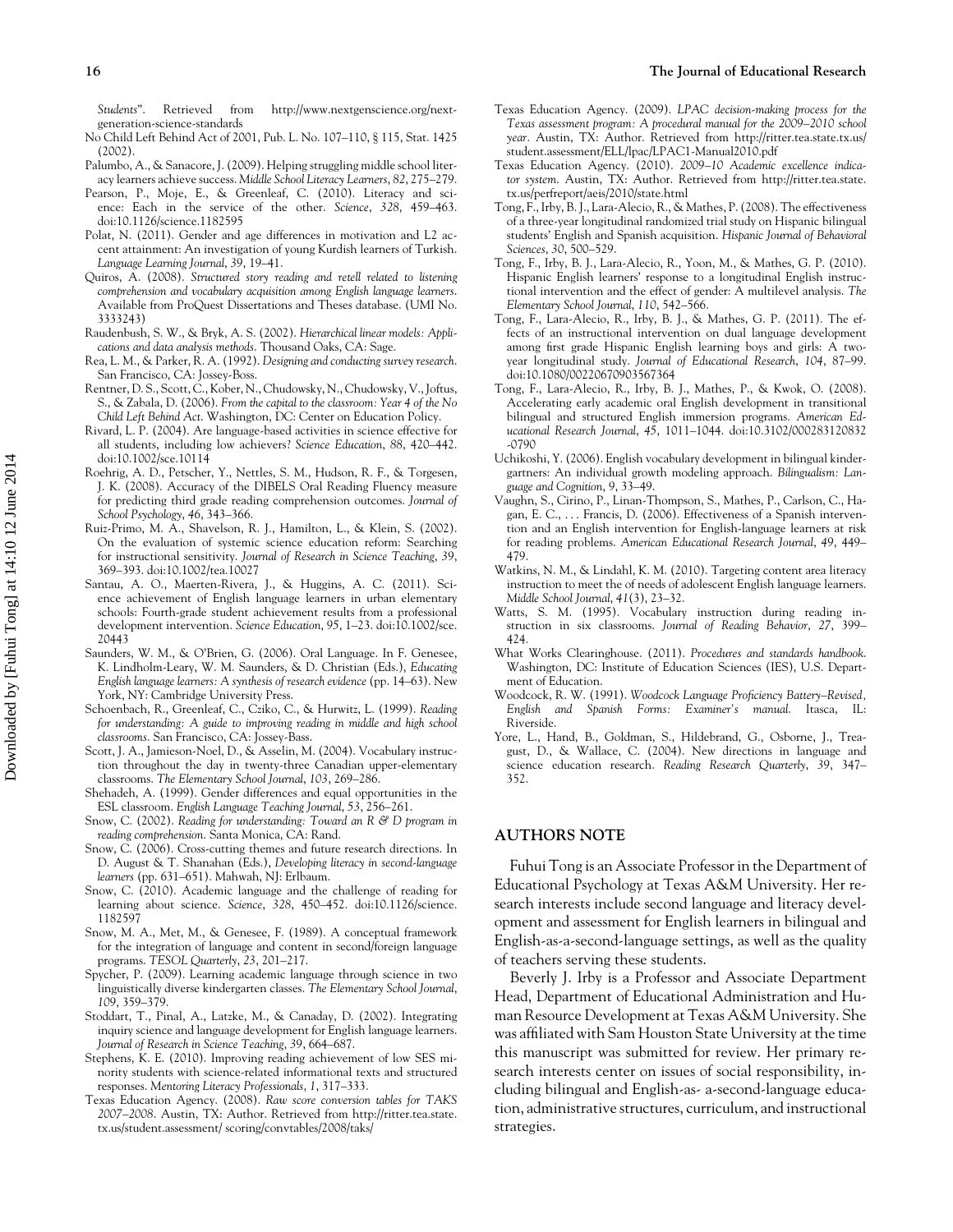*Students*". Retrieved from http://www.nextgenscience.org/next-generation-science-standards

No Child Left Behind Act of 2001, Pub. L. No. 107–110, § 115, Stat. 1425 (2002).

Palumbo, A., & Sanacore, J. (2009). Helping struggling middle school literacy learners achieve success. *Middle School Literacy Learners*, *82*, 275–279.

Pearson, P., Moje, E., & Greenleaf, C. (2010). Literacy and science: Each in the service of the other. *Science*, *328*, 459–463. doi:10.1126/science.1182595

Polat, N. (2011). Gender and age differences in motivation and L2 accent attainment: An investigation of young Kurdish learners of Turkish. *Language Learning Journal*, *39*, 19–41.

Quiros, A. (2008). *Structured story reading and retell related to listening comprehension and vocabulary acquisition among English language learners*. Available from ProQuest Dissertations and Theses database. (UMI No. 3333243)

Raudenbush, S. W., & Bryk, A. S. (2002). *Hierarchical linear models: Applications and data analysis methods*. Thousand Oaks, CA: Sage.

Rea, L. M., & Parker, R. A. (1992). *Designing and conducting survey research*. San Francisco, CA: Jossey-Boss.

Rentner, D. S., Scott, C., Kober, N., Chudowsky, N., Chudowsky, V., Joftus, S., & Zabala, D. (2006). *From the capital to the classroom: Year 4 of the No Child Left Behind Act*. Washington, DC: Center on Education Policy.

Rivard, L. P. (2004). Are language-based activities in science effective for all students, including low achievers? *Science Education*, *88*, 420–442. doi:10.1002/sce.10114

Roehrig, A. D., Petscher, Y., Nettles, S. M., Hudson, R. F., & Torgesen, J. K. (2008). Accuracy of the DIBELS Oral Reading Fluency measure for predicting third grade reading comprehension outcomes. *Journal of School Psychology*, *46*, 343–366.

Ruiz-Primo, M. A., Shavelson, R. J., Hamilton, L., & Klein, S. (2002). On the evaluation of systemic science education reform: Searching for instructional sensitivity. *Journal of Research in Science Teaching*, *39*, 369–393. doi:10.1002/tea.10027

Santau, A. O., Maerten-Rivera, J., & Huggins, A. C. (2011). Science achievement of English language learners in urban elementary schools: Fourth-grade student achievement results from a professional development intervention. *Science Education*, *95*, 1–23. doi:10.1002/sce.20443

Saunders, W. M., & O'Brien, G. (2006). Oral Language. In F. Genesee, K. Lindholm-Leary, W. M. Saunders, & D. Christian (Eds.), *Educating English language learners: A synthesis of research evidence* (pp. 14–63). New York, NY: Cambridge University Press.

Schoenbach, R., Greenleaf, C., Cziko, C., & Hurwitz, L. (1999). *Reading for understanding: A guide to improving reading in middle and high school classrooms*. San Francisco, CA: Jossey-Bass.

Scott, J. A., Jamieson-Noel, D., & Asselin, M. (2004). Vocabulary instruction throughout the day in twenty-three Canadian upper-elementary classrooms. *The Elementary School Journal*, *103*, 269–286.

Shehadeh, A. (1999). Gender differences and equal opportunities in the ESL classroom. *English Language Teaching Journal*, *53*, 256–261.

Snow, C. (2002). *Reading for understanding: Toward an R & D program in reading comprehension*. Santa Monica, CA: Rand.

Snow, C. (2006). Cross-cutting themes and future research directions. In D. August & T. Shanahan (Eds.), *Developing literacy in second-language learners* (pp. 631–651). Mahwah, NJ: Erlbaum.

Snow, C. (2010). Academic language and the challenge of reading for learning about science. *Science*, *328*, 450–452. doi:10.1126/science.1182597

Snow, M. A., Met, M., & Genesee, F. (1989). A conceptual framework for the integration of language and content in second/foreign language programs. *TESOL Quarterly*, *23*, 201–217.

Spycher, P. (2009). Learning academic language through science in two linguistically diverse kindergarten classes. *The Elementary School Journal*, *109*, 359–379.

Stoddart, T., Pinal, A., Latzke, M., & Canaday, D. (2002). Integrating inquiry science and language development for English language learners. *Journal of Research in Science Teaching*, *39*, 664–687.

Stephens, K. E. (2010). Improving reading achievement of low SES minority students with science-related informational texts and structured responses. *Mentoring Literacy Professionals*, *1*, 317–333.

Texas Education Agency. (2008). *Raw score conversion tables for TAKS 2007–2008*. Austin, TX: Author. Retrieved from http://ritter.tea.state.tx.us/student.assessment/ scoring/convtables/2008/taks/

Texas Education Agency. (2009). *LPAC decision-making process for the Texas assessment program: A procedural manual for the 2009–2010 school year*. Austin, TX: Author. Retrieved from http://ritter.tea.state.tx.us/student.assessment/ELL/lpac/LPAC1-Manual2010.pdf

Texas Education Agency. (2010). *2009–10 Academic excellence indicator system*. Austin, TX: Author. Retrieved from http://ritter.tea.state.tx.us/perfreport/aeis/2010/state.html

Tong, F., Irby, B. J., Lara-Alecio, R., & Mathes, P. (2008). The effectiveness of a three-year longitudinal randomized trial study on Hispanic bilingual students' English and Spanish acquisition. *Hispanic Journal of Behavioral Sciences*, *30*, 500–529.

Tong, F., Irby, B. J., Lara-Alecio, R., Yoon, M., & Mathes, G. P. (2010). Hispanic English learners' response to a longitudinal English instructional intervention and the effect of gender: A multilevel analysis. *The Elementary School Journal*, *110*, 542–566.

Tong, F., Lara-Alecio, R., Irby, B. J., & Mathes, G. P. (2011). The effects of an instructional intervention on dual language development among first grade Hispanic English learning boys and girls: A two-year longitudinal study. *Journal of Educational Research*, *104*, 87–99. doi:10.1080/00220670903567364

Tong, F., Lara-Alecio, R., Irby, B. J., Mathes, P., & Kwok, O. (2008). Accelerating early academic oral English development in transitional bilingual and structured English immersion programs. *American Educational Research Journal*, *45*, 1011–1044. doi:10.3102/000283120832-0790

Uchikoshi, Y. (2006). English vocabulary development in bilingual kindergartners: An individual growth modeling approach. *Bilingualism: Language and Cognition*, *9*, 33–49.

Vaughn, S., Cirino, P., Linan-Thompson, S., Mathes, P., Carlson, C., Hagan, E. C., . . . Francis, D. (2006). Effectiveness of a Spanish intervention and an English intervention for English-language learners at risk for reading problems. *American Educational Research Journal*, *49*, 449–479.

Watkins, N. M., & Lindahl, K. M. (2010). Targeting content area literacy instruction to meet the of needs of adolescent English language learners. *Middle School Journal*, *41*(3), 23–32.

Watts, S. M. (1995). Vocabulary instruction during reading instruction in six classrooms. *Journal of Reading Behavior*, *27*, 399–424.

What Works Clearinghouse. (2011). *Procedures and standards handbook*. Washington, DC: Institute of Education Sciences (IES), U.S. Department of Education.

Woodcock, R. W. (1991). *Woodcock Language Proficiency Battery–Revised, English and Spanish Forms: Examiner's manual*. Itasca, IL: Riverside.

Yore, L., Hand, B., Goldman, S., Hildebrand, G., Osborne, J., Treagust, D., & Wallace, C. (2004). New directions in language and science education research. *Reading Research Quarterly*, *39*, 347–352.

## AUTHORS NOTE

Fuhui Tong is an Associate Professor in the Department of Educational Psychology at Texas A&M University. Her research interests include second language and literacy development and assessment for English learners in bilingual and English-as-a-second-language settings, as well as the quality of teachers serving these students.

Beverly J. Irby is a Professor and Associate Department Head, Department of Educational Administration and Human Resource Development at Texas A&M University. She was affiliated with Sam Houston State University at the time this manuscript was submitted for review. Her primary research interests center on issues of social responsibility, including bilingual and English-as- a-second-language education, administrative structures, curriculum, and instructional strategies.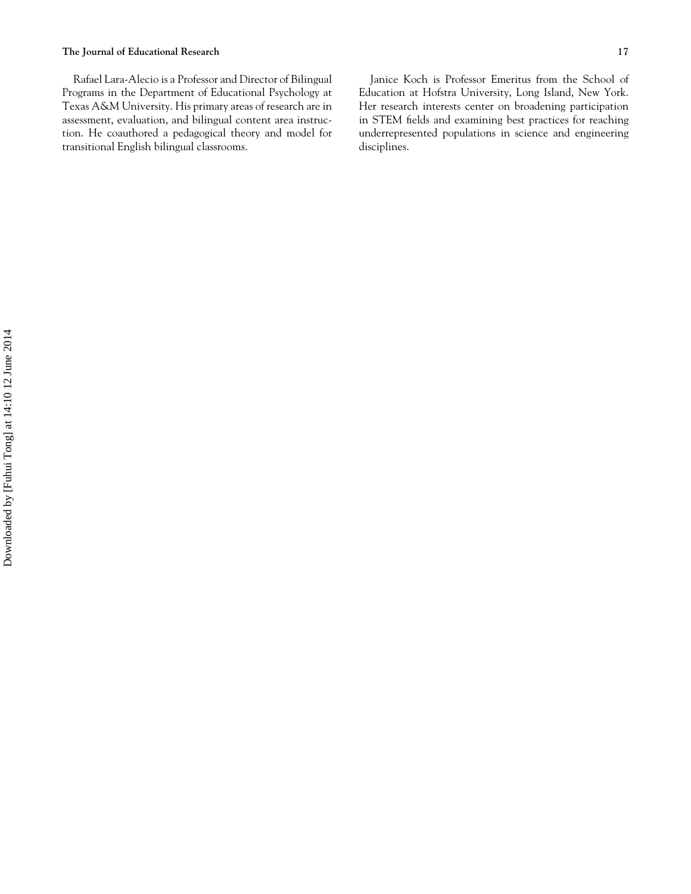Rafael Lara-Alecio is a Professor and Director of Bilingual Programs in the Department of Educational Psychology at Texas A&M University. His primary areas of research are in assessment, evaluation, and bilingual content area instruction. He coauthored a pedagogical theory and model for transitional English bilingual classrooms.

Janice Koch is Professor Emeritus from the School of Education at Hofstra University, Long Island, New York. Her research interests center on broadening participation in STEM fields and examining best practices for reaching underrepresented populations in science and engineering disciplines.